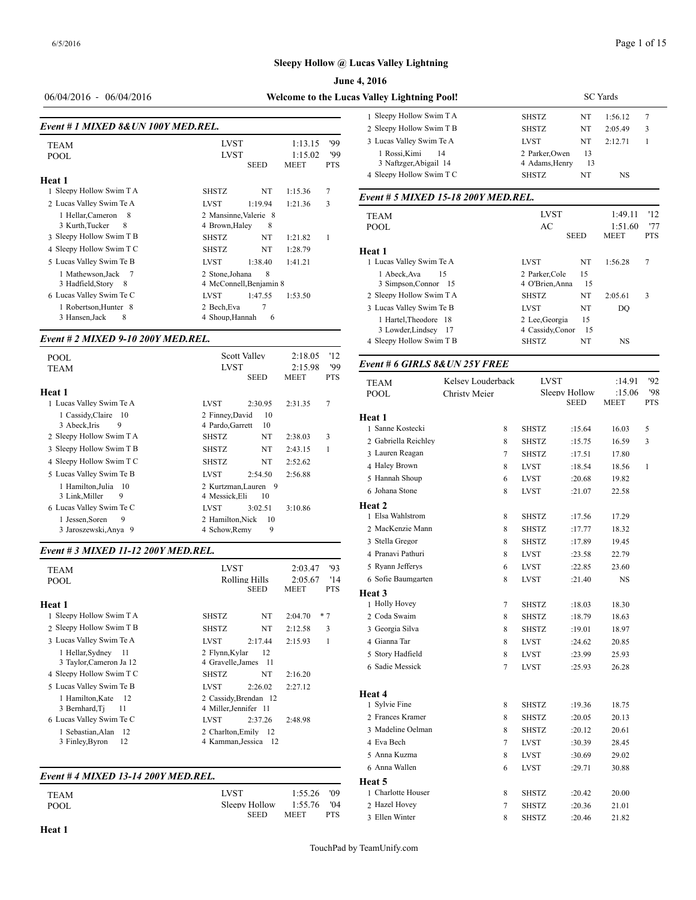# Sleepy Hollow @ Lucas Valley Lightning

**June 4, 2016**

06/04/2016 - 06/04/2016 **Welcome to the Lucas Valley Lightning Pool!** SC Yards

### Event # 1 MIXED 8&UN 100Y MED.REL.

| | | | | |
|---|---|---|---|---|
| TEAM | LVST | | 1:13.15 | '99 |
| POOL | LVST | | 1:15.02 | '99 |
| | | SEED | MEET | PTS |

**Heat 1**

| Place | Team | | Seed | Meet | Pts |
|---|---|---|---|---|---|
| 1 | Sleepy Hollow Swim T A | SHSTZ | NT | 1:15.36 | 7 |
| 2 | Lucas Valley Swim Te A | LVST | 1:19.94 | 1:21.36 | 3 |
| | 1 Hellar,Cameron 8; 2 Mansinne,Valerie 8; 3 Kurth,Tucker 8; 4 Brown,Haley 8 | | | | |
| 3 | Sleepy Hollow Swim T B | SHSTZ | NT | 1:21.82 | 1 |
| 4 | Sleepy Hollow Swim T C | SHSTZ | NT | 1:28.79 | |
| 5 | Lucas Valley Swim Te B | LVST | 1:38.40 | 1:41.21 | |
| | 1 Mathewson,Jack 7; 2 Stone,Johana 8; 3 Hadfield,Story 8; 4 McConnell,Benjamin 8 | | | | |
| 6 | Lucas Valley Swim Te C | LVST | 1:47.55 | 1:53.50 | |
| | 1 Robertson,Hunter 8; 2 Bech,Eva 7; 3 Hansen,Jack 8; 4 Shoup,Hannah 6 | | | | |

### Event # 2 MIXED 9-10 200Y MED.REL.

| | | | | |
|---|---|---|---|---|
| POOL | Scott Valley | | 2:18.05 | '12 |
| TEAM | LVST | | 2:15.98 | '99 |
| | | SEED | MEET | PTS |

**Heat 1**

| Place | Team | | Seed | Meet | Pts |
|---|---|---|---|---|---|
| 1 | Lucas Valley Swim Te A | LVST | 2:30.95 | 2:31.35 | 7 |
| | 1 Cassidy,Claire 10; 2 Finney,David 10; 3 Abeck,Iris 9; 4 Pardo,Garrett 10 | | | | |
| 2 | Sleepy Hollow Swim T A | SHSTZ | NT | 2:38.03 | 3 |
| 3 | Sleepy Hollow Swim T B | SHSTZ | NT | 2:43.15 | 1 |
| 4 | Sleepy Hollow Swim T C | SHSTZ | NT | 2:52.62 | |
| 5 | Lucas Valley Swim Te B | LVST | 2:54.50 | 2:56.88 | |
| | 1 Hamilton,Julia 10; 2 Kurtzman,Lauren 9; 3 Link,Miller 9; 4 Messick,Eli 10 | | | | |
| 6 | Lucas Valley Swim Te C | LVST | 3:02.51 | 3:10.86 | |
| | 1 Jessen,Soren 9; 2 Hamilton,Nick 10; 3 Jaroszewski,Anya 9; 4 Schow,Remy 9 | | | | |

### Event # 3 MIXED 11-12 200Y MED.REL.

| | | | | |
|---|---|---|---|---|
| TEAM | LVST | | 2:03.47 | '93 |
| POOL | Rolling Hills | | 2:05.67 | '14 |
| | | SEED | MEET | PTS |

**Heat 1**

| Place | Team | | Seed | Meet | Pts |
|---|---|---|---|---|---|
| 1 | Sleepy Hollow Swim T A | SHSTZ | NT | 2:04.70 | * 7 |
| 2 | Sleepy Hollow Swim T B | SHSTZ | NT | 2:12.58 | 3 |
| 3 | Lucas Valley Swim Te A | LVST | 2:17.44 | 2:15.93 | 1 |
| | 1 Hellar,Sydney 11; 2 Flynn,Kylar 12; 3 Taylor,Cameron Ja 12; 4 Gravelle,James 11 | | | | |
| 4 | Sleepy Hollow Swim T C | SHSTZ | NT | 2:16.20 | |
| 5 | Lucas Valley Swim Te B | LVST | 2:26.02 | 2:27.12 | |
| | 1 Hamilton,Kate 12; 2 Cassidy,Brendan 12; 3 Bernhard,Tj 11; 4 Miller,Jennifer 11 | | | | |
| 6 | Lucas Valley Swim Te C | LVST | 2:37.26 | 2:48.98 | |
| | 1 Sebastian,Alan 12; 2 Charlton,Emily 12; 3 Finley,Byron 12; 4 Kamman,Jessica 12 | | | | |

### Event # 4 MIXED 13-14 200Y MED.REL.

| | | | | |
|---|---|---|---|---|
| TEAM | LVST | | 1:55.26 | '09 |
| POOL | Sleepy Hollow | | 1:55.76 | '04 |
| | | SEED | MEET | PTS |

**Heat 1**

| Place | Team | | Seed | Meet | Pts |
|---|---|---|---|---|---|
| 1 | Sleepy Hollow Swim T A | SHSTZ | NT | 1:56.12 | 7 |
| 2 | Sleepy Hollow Swim T B | SHSTZ | NT | 2:05.49 | 3 |
| 3 | Lucas Valley Swim Te A | LVST | NT | 2:12.71 | 1 |
| | 1 Rossi,Kimi 14; 2 Parker,Owen 13; 3 Naftzger,Abigail 14; 4 Adams,Henry 13 | | | | |
| 4 | Sleepy Hollow Swim T C | SHSTZ | NT | NS | |

### Event # 5 MIXED 15-18 200Y MED.REL.

| | | | | |
|---|---|---|---|---|
| TEAM | LVST | | 1:49.11 | '12 |
| POOL | AC | | 1:51.60 | '77 |
| | | SEED | MEET | PTS |

**Heat 1**

| Place | Team | | Seed | Meet | Pts |
|---|---|---|---|---|---|
| 1 | Lucas Valley Swim Te A | LVST | NT | 1:56.28 | 7 |
| | 1 Abeck,Ava 15; 2 Parker,Cole 15; 3 Simpson,Connor 15; 4 O'Brien,Anna 15 | | | | |
| 2 | Sleepy Hollow Swim T A | SHSTZ | NT | 2:05.61 | 3 |
| 3 | Lucas Valley Swim Te B | LVST | NT | DQ | |
| | 1 Hartel,Theodore 18; 2 Lee,Georgia 15; 3 Lowder,Lindsey 17; 4 Cassidy,Conor 15 | | | | |
| 4 | Sleepy Hollow Swim T B | SHSTZ | NT | NS | |

### Event # 6 GIRLS 8&UN 25Y FREE

| | | | | | |
|---|---|---|---|---|---|
| TEAM | Kelsey Louderback | LVST | | :14.91 | '92 |
| POOL | Christy Meier | Sleepy Hollow | | :15.06 | '98 |
| | | | SEED | MEET | PTS |

| Place | Name | Age | Team | Seed | Meet | Pts |
|---|---|---|---|---|---|---|
| **Heat 1** | | | | | | |
| 1 | Sanne Kostecki | 8 | SHSTZ | :15.64 | 16.03 | 5 |
| 2 | Gabriella Reichley | 8 | SHSTZ | :15.75 | 16.59 | 3 |
| 3 | Lauren Reagan | 7 | SHSTZ | :17.51 | 17.80 | |
| 4 | Haley Brown | 8 | LVST | :18.54 | 18.56 | 1 |
| 5 | Hannah Shoup | 6 | LVST | :20.68 | 19.82 | |
| 6 | Johana Stone | 8 | LVST | :21.07 | 22.58 | |
| **Heat 2** | | | | | | |
| 1 | Elsa Wahlstrom | 8 | SHSTZ | :17.56 | 17.29 | |
| 2 | MacKenzie Mann | 8 | SHSTZ | :17.77 | 18.32 | |
| 3 | Stella Gregor | 8 | SHSTZ | :17.89 | 19.45 | |
| 4 | Pranavi Pathuri | 8 | LVST | :23.58 | 22.79 | |
| 5 | Ryann Jefferys | 6 | LVST | :22.85 | 23.60 | |
| 6 | Sofie Baumgarten | 8 | LVST | :21.40 | NS | |
| **Heat 3** | | | | | | |
| 1 | Holly Hovey | 7 | SHSTZ | :18.03 | 18.30 | |
| 2 | Coda Swaim | 8 | SHSTZ | :18.79 | 18.63 | |
| 3 | Georgia Silva | 8 | SHSTZ | :19.01 | 18.97 | |
| 4 | Gianna Tar | 8 | LVST | :24.62 | 20.85 | |
| 5 | Story Hadfield | 8 | LVST | :23.99 | 25.93 | |
| 6 | Sadie Messick | 7 | LVST | :25.93 | 26.28 | |
| **Heat 4** | | | | | | |
| 1 | Sylvie Fine | 8 | SHSTZ | :19.36 | 18.75 | |
| 2 | Frances Kramer | 8 | SHSTZ | :20.05 | 20.13 | |
| 3 | Madeline Oelman | 8 | SHSTZ | :20.12 | 20.61 | |
| 4 | Eva Bech | 7 | LVST | :30.39 | 28.45 | |
| 5 | Anna Kuzma | 8 | LVST | :30.69 | 29.02 | |
| 6 | Anna Wallen | 6 | LVST | :29.71 | 30.88 | |
| **Heat 5** | | | | | | |
| 1 | Charlotte Houser | 8 | SHSTZ | :20.42 | 20.00 | |
| 2 | Hazel Hovey | 7 | SHSTZ | :20.36 | 21.01 | |
| 3 | Ellen Winter | 8 | SHSTZ | :20.46 | 21.82 | |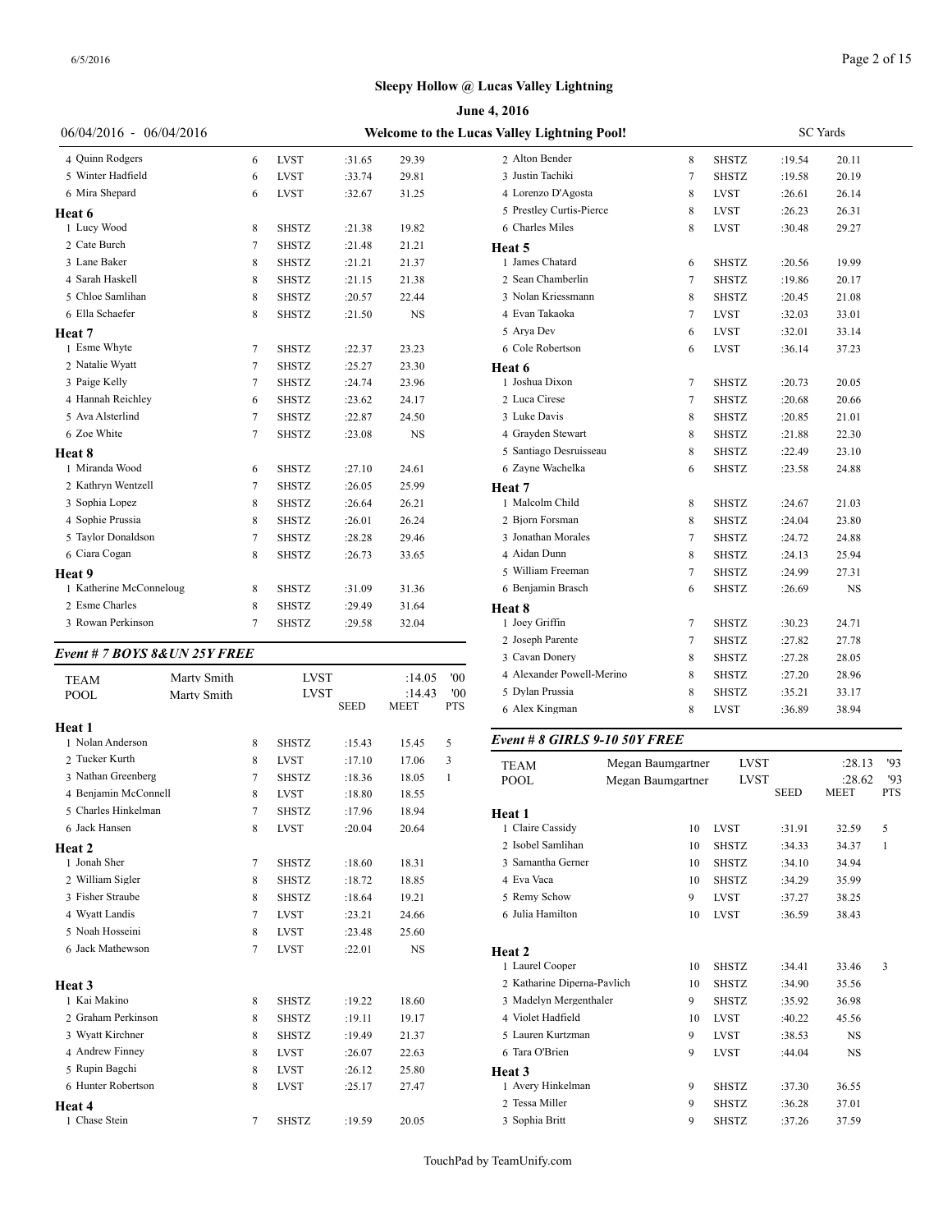## Sleepy Hollow @ Lucas Valley Lightning

**June 4, 2016**

06/04/2016 - 06/04/2016 — **Welcome to the Lucas Valley Lightning Pool!** — SC Yards

| | Name | Age | Team | Seed | Finals | Pts |
|---|---|---|---|---|---|---|
| 4 | Quinn Rodgers | 6 | LVST | :31.65 | 29.39 | |
| 5 | Winter Hadfield | 6 | LVST | :33.74 | 29.81 | |
| 6 | Mira Shepard | 6 | LVST | :32.67 | 31.25 | |

**Heat 6**

| | Name | Age | Team | Seed | Finals | Pts |
|---|---|---|---|---|---|---|
| 1 | Lucy Wood | 8 | SHSTZ | :21.38 | 19.82 | |
| 2 | Cate Burch | 7 | SHSTZ | :21.48 | 21.21 | |
| 3 | Lane Baker | 8 | SHSTZ | :21.21 | 21.37 | |
| 4 | Sarah Haskell | 8 | SHSTZ | :21.15 | 21.38 | |
| 5 | Chloe Samlihan | 8 | SHSTZ | :20.57 | 22.44 | |
| 6 | Ella Schaefer | 8 | SHSTZ | :21.50 | NS | |

**Heat 7**

| | Name | Age | Team | Seed | Finals | Pts |
|---|---|---|---|---|---|---|
| 1 | Esme Whyte | 7 | SHSTZ | :22.37 | 23.23 | |
| 2 | Natalie Wyatt | 7 | SHSTZ | :25.27 | 23.30 | |
| 3 | Paige Kelly | 7 | SHSTZ | :24.74 | 23.96 | |
| 4 | Hannah Reichley | 6 | SHSTZ | :23.62 | 24.17 | |
| 5 | Ava Alsterlind | 7 | SHSTZ | :22.87 | 24.50 | |
| 6 | Zoe White | 7 | SHSTZ | :23.08 | NS | |

**Heat 8**

| | Name | Age | Team | Seed | Finals | Pts |
|---|---|---|---|---|---|---|
| 1 | Miranda Wood | 6 | SHSTZ | :27.10 | 24.61 | |
| 2 | Kathryn Wentzell | 7 | SHSTZ | :26.05 | 25.99 | |
| 3 | Sophia Lopez | 8 | SHSTZ | :26.64 | 26.21 | |
| 4 | Sophie Prussia | 8 | SHSTZ | :26.01 | 26.24 | |
| 5 | Taylor Donaldson | 7 | SHSTZ | :28.28 | 29.46 | |
| 6 | Ciara Cogan | 8 | SHSTZ | :26.73 | 33.65 | |

**Heat 9**

| | Name | Age | Team | Seed | Finals | Pts |
|---|---|---|---|---|---|---|
| 1 | Katherine McConneloug | 8 | SHSTZ | :31.09 | 31.36 | |
| 2 | Esme Charles | 8 | SHSTZ | :29.49 | 31.64 | |
| 3 | Rowan Perkinson | 7 | SHSTZ | :29.58 | 32.04 | |

### *Event # 7 BOYS 8&UN 25Y FREE*

| | | | | |
|---|---|---|---|---|
| TEAM | Marty Smith | LVST | :14.05 | '00 |
| POOL | Marty Smith | LVST | :14.43 | '00 |

**Heat 1**

| | Name | Age | Team | Seed | Meet | Pts |
|---|---|---|---|---|---|---|
| 1 | Nolan Anderson | 8 | SHSTZ | :15.43 | 15.45 | 5 |
| 2 | Tucker Kurth | 8 | LVST | :17.10 | 17.06 | 3 |
| 3 | Nathan Greenberg | 7 | SHSTZ | :18.36 | 18.05 | 1 |
| 4 | Benjamin McConnell | 8 | LVST | :18.80 | 18.55 | |
| 5 | Charles Hinkelman | 7 | SHSTZ | :17.96 | 18.94 | |
| 6 | Jack Hansen | 8 | LVST | :20.04 | 20.64 | |

**Heat 2**

| | Name | Age | Team | Seed | Meet | Pts |
|---|---|---|---|---|---|---|
| 1 | Jonah Sher | 7 | SHSTZ | :18.60 | 18.31 | |
| 2 | William Sigler | 8 | SHSTZ | :18.72 | 18.85 | |
| 3 | Fisher Straube | 8 | SHSTZ | :18.64 | 19.21 | |
| 4 | Wyatt Landis | 7 | LVST | :23.21 | 24.66 | |
| 5 | Noah Hosseini | 8 | LVST | :23.48 | 25.60 | |
| 6 | Jack Mathewson | 7 | LVST | :22.01 | NS | |

**Heat 3**

| | Name | Age | Team | Seed | Meet | Pts |
|---|---|---|---|---|---|---|
| 1 | Kai Makino | 8 | SHSTZ | :19.22 | 18.60 | |
| 2 | Graham Perkinson | 8 | SHSTZ | :19.11 | 19.17 | |
| 3 | Wyatt Kirchner | 8 | SHSTZ | :19.49 | 21.37 | |
| 4 | Andrew Finney | 8 | LVST | :26.07 | 22.63 | |
| 5 | Rupin Bagchi | 8 | LVST | :26.12 | 25.80 | |
| 6 | Hunter Robertson | 8 | LVST | :25.17 | 27.47 | |

**Heat 4**

| | Name | Age | Team | Seed | Meet | Pts |
|---|---|---|---|---|---|---|
| 1 | Chase Stein | 7 | SHSTZ | :19.59 | 20.05 | |
| 2 | Alton Bender | 8 | SHSTZ | :19.54 | 20.11 | |
| 3 | Justin Tachiki | 7 | SHSTZ | :19.58 | 20.19 | |
| 4 | Lorenzo D'Agosta | 8 | LVST | :26.61 | 26.14 | |
| 5 | Prestley Curtis-Pierce | 8 | LVST | :26.23 | 26.31 | |
| 6 | Charles Miles | 8 | LVST | :30.48 | 29.27 | |

**Heat 5**

| | Name | Age | Team | Seed | Meet | Pts |
|---|---|---|---|---|---|---|
| 1 | James Chatard | 6 | SHSTZ | :20.56 | 19.99 | |
| 2 | Sean Chamberlin | 7 | SHSTZ | :19.86 | 20.17 | |
| 3 | Nolan Kriessmann | 8 | SHSTZ | :20.45 | 21.08 | |
| 4 | Evan Takaoka | 7 | LVST | :32.03 | 33.01 | |
| 5 | Arya Dev | 6 | LVST | :32.01 | 33.14 | |
| 6 | Cole Robertson | 6 | LVST | :36.14 | 37.23 | |

**Heat 6**

| | Name | Age | Team | Seed | Meet | Pts |
|---|---|---|---|---|---|---|
| 1 | Joshua Dixon | 7 | SHSTZ | :20.73 | 20.05 | |
| 2 | Luca Cirese | 7 | SHSTZ | :20.68 | 20.66 | |
| 3 | Luke Davis | 8 | SHSTZ | :20.85 | 21.01 | |
| 4 | Grayden Stewart | 8 | SHSTZ | :21.88 | 22.30 | |
| 5 | Santiago Desruisseau | 8 | SHSTZ | :22.49 | 23.10 | |
| 6 | Zayne Wachelka | 6 | SHSTZ | :23.58 | 24.88 | |

**Heat 7**

| | Name | Age | Team | Seed | Meet | Pts |
|---|---|---|---|---|---|---|
| 1 | Malcolm Child | 8 | SHSTZ | :24.67 | 21.03 | |
| 2 | Bjorn Forsman | 8 | SHSTZ | :24.04 | 23.80 | |
| 3 | Jonathan Morales | 7 | SHSTZ | :24.72 | 24.88 | |
| 4 | Aidan Dunn | 8 | SHSTZ | :24.13 | 25.94 | |
| 5 | William Freeman | 7 | SHSTZ | :24.99 | 27.31 | |
| 6 | Benjamin Brasch | 6 | SHSTZ | :26.69 | NS | |

**Heat 8**

| | Name | Age | Team | Seed | Meet | Pts |
|---|---|---|---|---|---|---|
| 1 | Joey Griffin | 7 | SHSTZ | :30.23 | 24.71 | |
| 2 | Joseph Parente | 7 | SHSTZ | :27.82 | 27.78 | |
| 3 | Cavan Donery | 8 | SHSTZ | :27.28 | 28.05 | |
| 4 | Alexander Powell-Merino | 8 | SHSTZ | :27.20 | 28.96 | |
| 5 | Dylan Prussia | 8 | SHSTZ | :35.21 | 33.17 | |
| 6 | Alex Kingman | 8 | LVST | :36.89 | 38.94 | |

### *Event # 8 GIRLS 9-10 50Y FREE*

| | | | | |
|---|---|---|---|---|
| TEAM | Megan Baumgartner | LVST | :28.13 | '93 |
| POOL | Megan Baumgartner | LVST | :28.62 | '93 |

**Heat 1**

| | Name | Age | Team | Seed | Meet | Pts |
|---|---|---|---|---|---|---|
| 1 | Claire Cassidy | 10 | LVST | :31.91 | 32.59 | 5 |
| 2 | Isobel Samlihan | 10 | SHSTZ | :34.33 | 34.37 | 1 |
| 3 | Samantha Gerner | 10 | SHSTZ | :34.10 | 34.94 | |
| 4 | Eva Vaca | 10 | SHSTZ | :34.29 | 35.99 | |
| 5 | Remy Schow | 9 | LVST | :37.27 | 38.25 | |
| 6 | Julia Hamilton | 10 | LVST | :36.59 | 38.43 | |

**Heat 2**

| | Name | Age | Team | Seed | Meet | Pts |
|---|---|---|---|---|---|---|
| 1 | Laurel Cooper | 10 | SHSTZ | :34.41 | 33.46 | 3 |
| 2 | Katharine Diperna-Pavlich | 10 | SHSTZ | :34.90 | 35.56 | |
| 3 | Madelyn Mergenthaler | 9 | SHSTZ | :35.92 | 36.98 | |
| 4 | Violet Hadfield | 10 | LVST | :40.22 | 45.56 | |
| 5 | Lauren Kurtzman | 9 | LVST | :38.53 | NS | |
| 6 | Tara O'Brien | 9 | LVST | :44.04 | NS | |

**Heat 3**

| | Name | Age | Team | Seed | Meet | Pts |
|---|---|---|---|---|---|---|
| 1 | Avery Hinkelman | 9 | SHSTZ | :37.30 | 36.55 | |
| 2 | Tessa Miller | 9 | SHSTZ | :36.28 | 37.01 | |
| 3 | Sophia Britt | 9 | SHSTZ | :37.26 | 37.59 | |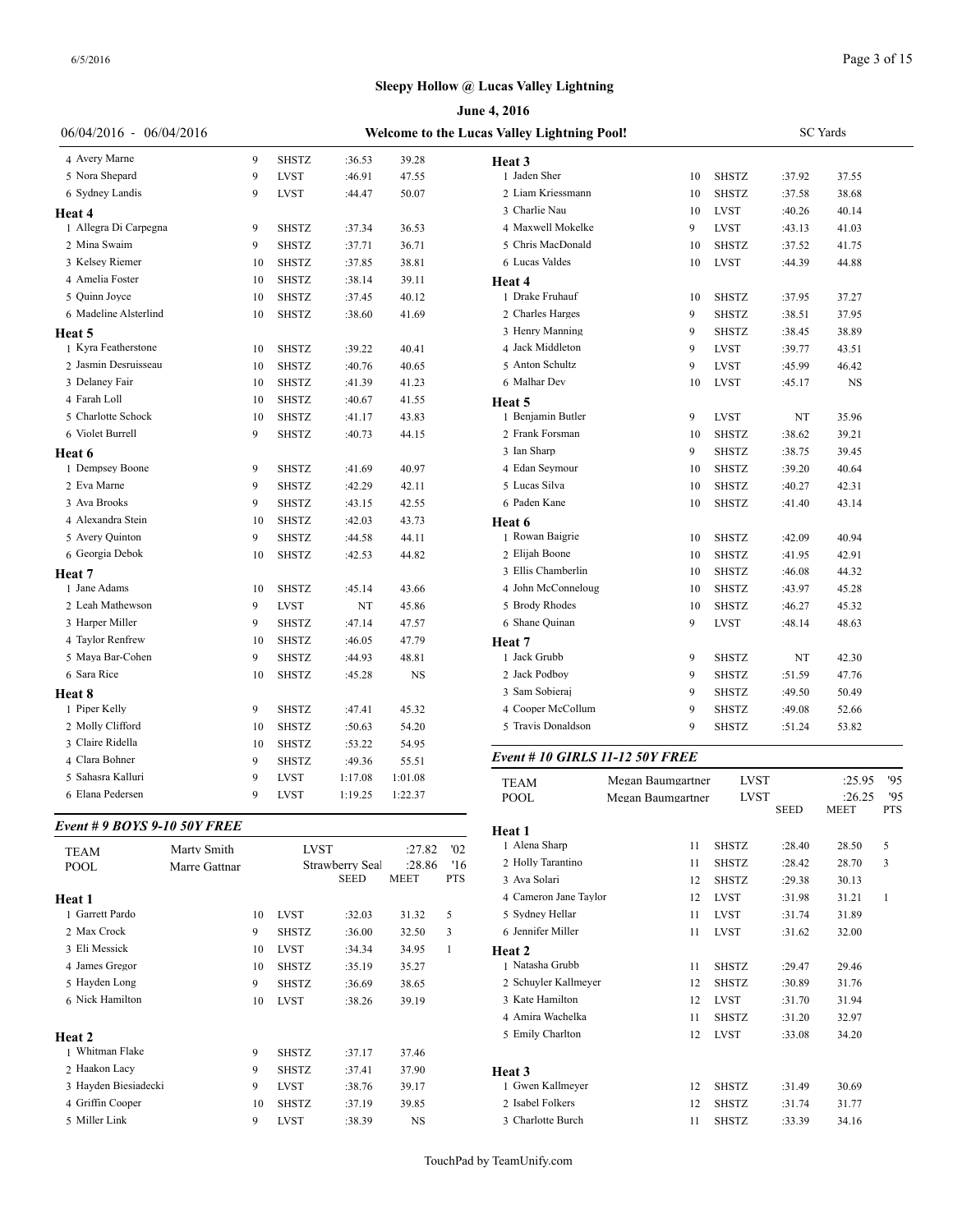# Sleepy Hollow @ Lucas Valley Lightning

**June 4, 2016**

06/04/2016 - 06/04/2016 **Welcome to the Lucas Valley Lightning Pool!** SC Yards

| | Age | Team | Seed | Time | Pts |
|---|---|---|---|---|---|
| 4 Avery Marne | 9 | SHSTZ | :36.53 | 39.28 | |
| 5 Nora Shepard | 9 | LVST | :46.91 | 47.55 | |
| 6 Sydney Landis | 9 | LVST | :44.47 | 50.07 | |
| **Heat 4** | | | | | |
| 1 Allegra Di Carpegna | 9 | SHSTZ | :37.34 | 36.53 | |
| 2 Mina Swaim | 9 | SHSTZ | :37.71 | 36.71 | |
| 3 Kelsey Riemer | 10 | SHSTZ | :37.85 | 38.81 | |
| 4 Amelia Foster | 10 | SHSTZ | :38.14 | 39.11 | |
| 5 Quinn Joyce | 10 | SHSTZ | :37.45 | 40.12 | |
| 6 Madeline Alsterlind | 10 | SHSTZ | :38.60 | 41.69 | |
| **Heat 5** | | | | | |
| 1 Kyra Featherstone | 10 | SHSTZ | :39.22 | 40.41 | |
| 2 Jasmin Desruisseau | 10 | SHSTZ | :40.76 | 40.65 | |
| 3 Delaney Fair | 10 | SHSTZ | :41.39 | 41.23 | |
| 4 Farah Loll | 10 | SHSTZ | :40.67 | 41.55 | |
| 5 Charlotte Schock | 10 | SHSTZ | :41.17 | 43.83 | |
| 6 Violet Burrell | 9 | SHSTZ | :40.73 | 44.15 | |
| **Heat 6** | | | | | |
| 1 Dempsey Boone | 9 | SHSTZ | :41.69 | 40.97 | |
| 2 Eva Marne | 9 | SHSTZ | :42.29 | 42.11 | |
| 3 Ava Brooks | 9 | SHSTZ | :43.15 | 42.55 | |
| 4 Alexandra Stein | 10 | SHSTZ | :42.03 | 43.73 | |
| 5 Avery Quinton | 9 | SHSTZ | :44.58 | 44.11 | |
| 6 Georgia Debok | 10 | SHSTZ | :42.53 | 44.82 | |
| **Heat 7** | | | | | |
| 1 Jane Adams | 10 | SHSTZ | :45.14 | 43.66 | |
| 2 Leah Mathewson | 9 | LVST | NT | 45.86 | |
| 3 Harper Miller | 9 | SHSTZ | :47.14 | 47.57 | |
| 4 Taylor Renfrew | 10 | SHSTZ | :46.05 | 47.79 | |
| 5 Maya Bar-Cohen | 9 | SHSTZ | :44.93 | 48.81 | |
| 6 Sara Rice | 10 | SHSTZ | :45.28 | NS | |
| **Heat 8** | | | | | |
| 1 Piper Kelly | 9 | SHSTZ | :47.41 | 45.32 | |
| 2 Molly Clifford | 10 | SHSTZ | :50.63 | 54.20 | |
| 3 Claire Ridella | 10 | SHSTZ | :53.22 | 54.95 | |
| 4 Clara Bohner | 9 | SHSTZ | :49.36 | 55.51 | |
| 5 Sahasra Kalluri | 9 | LVST | 1:17.08 | 1:01.08 | |
| 6 Elena Pedersen | 9 | LVST | 1:19.25 | 1:22.37 | |

### *Event # 9 BOYS 9-10 50Y FREE*

| | | | | | |
|---|---|---|---|---|---|
| TEAM | Marty Smith | | LVST | :27.82 | '02 |
| POOL | Marre Gattnar | | Strawberry Seal | :28.86 | '16 |
| | | | SEED | MEET | PTS |
| **Heat 1** | | | | | |
| 1 Garrett Pardo | 10 | LVST | :32.03 | 31.32 | 5 |
| 2 Max Crock | 9 | SHSTZ | :36.00 | 32.50 | 3 |
| 3 Eli Messick | 10 | LVST | :34.34 | 34.95 | 1 |
| 4 James Gregor | 10 | SHSTZ | :35.19 | 35.27 | |
| 5 Hayden Long | 9 | SHSTZ | :36.69 | 38.65 | |
| 6 Nick Hamilton | 10 | LVST | :38.26 | 39.19 | |
| **Heat 2** | | | | | |
| 1 Whitman Flake | 9 | SHSTZ | :37.17 | 37.46 | |
| 2 Haakon Lacy | 9 | SHSTZ | :37.41 | 37.90 | |
| 3 Hayden Biesiadecki | 9 | LVST | :38.76 | 39.17 | |
| 4 Griffin Cooper | 10 | SHSTZ | :37.19 | 39.85 | |
| 5 Miller Link | 9 | LVST | :38.39 | NS | |
| **Heat 3** | | | | | |
| 1 Jaden Sher | 10 | SHSTZ | :37.92 | 37.55 | |
| 2 Liam Kriessmann | 10 | SHSTZ | :37.58 | 38.68 | |
| 3 Charlie Nau | 10 | LVST | :40.26 | 40.14 | |
| 4 Maxwell Mokelke | 9 | LVST | :43.13 | 41.03 | |
| 5 Chris MacDonald | 10 | SHSTZ | :37.52 | 41.75 | |
| 6 Lucas Valdes | 10 | LVST | :44.39 | 44.88 | |
| **Heat 4** | | | | | |
| 1 Drake Fruhauf | 10 | SHSTZ | :37.95 | 37.27 | |
| 2 Charles Harges | 9 | SHSTZ | :38.51 | 37.95 | |
| 3 Henry Manning | 9 | SHSTZ | :38.45 | 38.89 | |
| 4 Jack Middleton | 9 | LVST | :39.77 | 43.51 | |
| 5 Anton Schultz | 9 | LVST | :45.99 | 46.42 | |
| 6 Malhar Dev | 10 | LVST | :45.17 | NS | |
| **Heat 5** | | | | | |
| 1 Benjamin Butler | 9 | LVST | NT | 35.96 | |
| 2 Frank Forsman | 10 | SHSTZ | :38.62 | 39.21 | |
| 3 Ian Sharp | 9 | SHSTZ | :38.75 | 39.45 | |
| 4 Edan Seymour | 10 | SHSTZ | :39.20 | 40.64 | |
| 5 Lucas Silva | 10 | SHSTZ | :40.27 | 42.31 | |
| 6 Paden Kane | 10 | SHSTZ | :41.40 | 43.14 | |
| **Heat 6** | | | | | |
| 1 Rowan Baigrie | 10 | SHSTZ | :42.09 | 40.94 | |
| 2 Elijah Boone | 10 | SHSTZ | :41.95 | 42.91 | |
| 3 Ellis Chamberlin | 10 | SHSTZ | :46.08 | 44.32 | |
| 4 John McConneloug | 10 | SHSTZ | :43.97 | 45.28 | |
| 5 Brody Rhodes | 10 | SHSTZ | :46.27 | 45.32 | |
| 6 Shane Quinan | 9 | LVST | :48.14 | 48.63 | |
| **Heat 7** | | | | | |
| 1 Jack Grubb | 9 | SHSTZ | NT | 42.30 | |
| 2 Jack Podboy | 9 | SHSTZ | :51.59 | 47.76 | |
| 3 Sam Sobieraj | 9 | SHSTZ | :49.50 | 50.49 | |
| 4 Cooper McCollum | 9 | SHSTZ | :49.08 | 52.66 | |
| 5 Travis Donaldson | 9 | SHSTZ | :51.24 | 53.82 | |

### *Event # 10 GIRLS 11-12 50Y FREE*

| | | | | | |
|---|---|---|---|---|---|
| TEAM | Megan Baumgartner | | LVST | :25.95 | '95 |
| POOL | Megan Baumgartner | | LVST | :26.25 | '95 |
| | | | SEED | MEET | PTS |
| **Heat 1** | | | | | |
| 1 Alena Sharp | 11 | SHSTZ | :28.40 | 28.50 | 5 |
| 2 Holly Tarantino | 11 | SHSTZ | :28.42 | 28.70 | 3 |
| 3 Ava Solari | 12 | SHSTZ | :29.38 | 30.13 | |
| 4 Cameron Jane Taylor | 12 | LVST | :31.98 | 31.21 | 1 |
| 5 Sydney Hellar | 11 | LVST | :31.74 | 31.89 | |
| 6 Jennifer Miller | 11 | LVST | :31.62 | 32.00 | |
| **Heat 2** | | | | | |
| 1 Natasha Grubb | 11 | SHSTZ | :29.47 | 29.46 | |
| 2 Schuyler Kallmeyer | 12 | SHSTZ | :30.89 | 31.76 | |
| 3 Kate Hamilton | 12 | LVST | :31.70 | 31.94 | |
| 4 Amira Wachelka | 11 | SHSTZ | :31.20 | 32.97 | |
| 5 Emily Charlton | 12 | LVST | :33.08 | 34.20 | |
| **Heat 3** | | | | | |
| 1 Gwen Kallmeyer | 12 | SHSTZ | :31.49 | 30.69 | |
| 2 Isabel Folkers | 12 | SHSTZ | :31.74 | 31.77 | |
| 3 Charlotte Burch | 11 | SHSTZ | :33.39 | 34.16 | |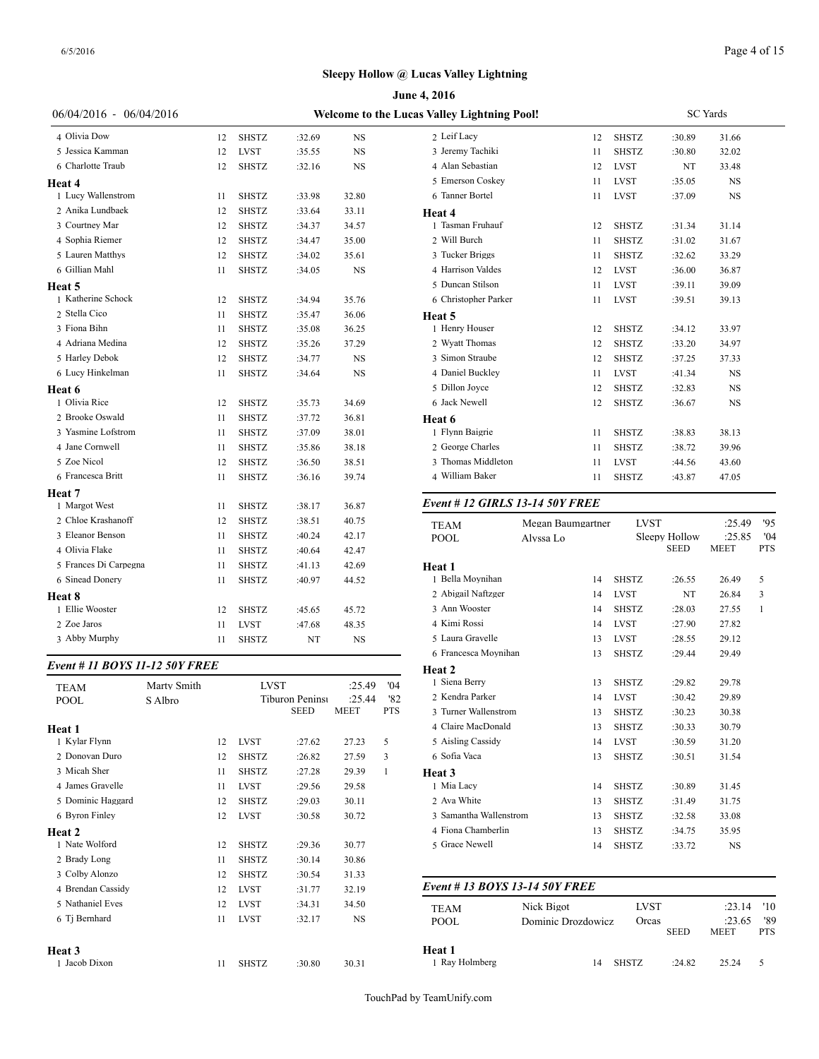**Sleepy Hollow @ Lucas Valley Lightning**

**June 4, 2016**

06/04/2016 - 06/04/2016 **Welcome to the Lucas Valley Lightning Pool!** SC Yards

| | Name | Age | Team | Seed | Time | Pts |
|---|---|---|---|---|---|---|
| 4 | Olivia Dow | 12 | SHSTZ | :32.69 | NS | |
| 5 | Jessica Kamman | 12 | LVST | :35.55 | NS | |
| 6 | Charlotte Traub | 12 | SHSTZ | :32.16 | NS | |
| **Heat 4** | | | | | | |
| 1 | Lucy Wallenstrom | 11 | SHSTZ | :33.98 | 32.80 | |
| 2 | Anika Lundbaek | 12 | SHSTZ | :33.64 | 33.11 | |
| 3 | Courtney Mar | 12 | SHSTZ | :34.37 | 34.57 | |
| 4 | Sophia Riemer | 12 | SHSTZ | :34.47 | 35.00 | |
| 5 | Lauren Matthys | 12 | SHSTZ | :34.02 | 35.61 | |
| 6 | Gillian Mahl | 11 | SHSTZ | :34.05 | NS | |
| **Heat 5** | | | | | | |
| 1 | Katherine Schock | 12 | SHSTZ | :34.94 | 35.76 | |
| 2 | Stella Cico | 11 | SHSTZ | :35.47 | 36.06 | |
| 3 | Fiona Bihn | 11 | SHSTZ | :35.08 | 36.25 | |
| 4 | Adriana Medina | 12 | SHSTZ | :35.26 | 37.29 | |
| 5 | Harley Debok | 12 | SHSTZ | :34.77 | NS | |
| 6 | Lucy Hinkelman | 11 | SHSTZ | :34.64 | NS | |
| **Heat 6** | | | | | | |
| 1 | Olivia Rice | 12 | SHSTZ | :35.73 | 34.69 | |
| 2 | Brooke Oswald | 11 | SHSTZ | :37.72 | 36.81 | |
| 3 | Yasmine Lofstrom | 11 | SHSTZ | :37.09 | 38.01 | |
| 4 | Jane Cornwell | 11 | SHSTZ | :35.86 | 38.18 | |
| 5 | Zoe Nicol | 12 | SHSTZ | :36.50 | 38.51 | |
| 6 | Francesca Britt | 11 | SHSTZ | :36.16 | 39.74 | |
| **Heat 7** | | | | | | |
| 1 | Margot West | 11 | SHSTZ | :38.17 | 36.87 | |
| 2 | Chloe Krashanoff | 12 | SHSTZ | :38.51 | 40.75 | |
| 3 | Eleanor Benson | 11 | SHSTZ | :40.24 | 42.17 | |
| 4 | Olivia Flake | 11 | SHSTZ | :40.64 | 42.47 | |
| 5 | Frances Di Carpegna | 11 | SHSTZ | :41.13 | 42.69 | |
| 6 | Sinead Donery | 11 | SHSTZ | :40.97 | 44.52 | |
| **Heat 8** | | | | | | |
| 1 | Ellie Wooster | 12 | SHSTZ | :45.65 | 45.72 | |
| 2 | Zoe Jaros | 11 | LVST | :47.68 | 48.35 | |
| 3 | Abby Murphy | 11 | SHSTZ | NT | NS | |

### *Event # 11 BOYS 11-12 50Y FREE*

| TEAM | Marty Smith | LVST | :25.49 | '04 |
|---|---|---|---|---|
| POOL | S Albro | Tiburon Peninsı | :25.44 | '82 |

| | Name | Age | Team | SEED | MEET | PTS |
|---|---|---|---|---|---|---|
| **Heat 1** | | | | | | |
| 1 | Kylar Flynn | 12 | LVST | :27.62 | 27.23 | 5 |
| 2 | Donovan Duro | 12 | SHSTZ | :26.82 | 27.59 | 3 |
| 3 | Micah Sher | 11 | SHSTZ | :27.28 | 29.39 | 1 |
| 4 | James Gravelle | 11 | LVST | :29.56 | 29.58 | |
| 5 | Dominic Haggard | 12 | SHSTZ | :29.03 | 30.11 | |
| 6 | Byron Finley | 12 | LVST | :30.58 | 30.72 | |
| **Heat 2** | | | | | | |
| 1 | Nate Wolford | 12 | SHSTZ | :29.36 | 30.77 | |
| 2 | Brady Long | 11 | SHSTZ | :30.14 | 30.86 | |
| 3 | Colby Alonzo | 12 | SHSTZ | :30.54 | 31.33 | |
| 4 | Brendan Cassidy | 12 | LVST | :31.77 | 32.19 | |
| 5 | Nathaniel Eves | 12 | LVST | :34.31 | 34.50 | |
| 6 | Tj Bernhard | 11 | LVST | :32.17 | NS | |
| **Heat 3** | | | | | | |
| 1 | Jacob Dixon | 11 | SHSTZ | :30.80 | 30.31 | |
| 2 | Leif Lacy | 12 | SHSTZ | :30.89 | 31.66 | |
| 3 | Jeremy Tachiki | 11 | SHSTZ | :30.80 | 32.02 | |
| 4 | Alan Sebastian | 12 | LVST | NT | 33.48 | |
| 5 | Emerson Coskey | 11 | LVST | :35.05 | NS | |
| 6 | Tanner Bortel | 11 | LVST | :37.09 | NS | |
| **Heat 4** | | | | | | |
| 1 | Tasman Fruhauf | 12 | SHSTZ | :31.34 | 31.14 | |
| 2 | Will Burch | 11 | SHSTZ | :31.02 | 31.67 | |
| 3 | Tucker Briggs | 11 | SHSTZ | :32.62 | 33.29 | |
| 4 | Harrison Valdes | 12 | LVST | :36.00 | 36.87 | |
| 5 | Duncan Stilson | 11 | LVST | :39.11 | 39.09 | |
| 6 | Christopher Parker | 11 | LVST | :39.51 | 39.13 | |
| **Heat 5** | | | | | | |
| 1 | Henry Houser | 12 | SHSTZ | :34.12 | 33.97 | |
| 2 | Wyatt Thomas | 12 | SHSTZ | :33.20 | 34.97 | |
| 3 | Simon Straube | 12 | SHSTZ | :37.25 | 37.33 | |
| 4 | Daniel Buckley | 11 | LVST | :41.34 | NS | |
| 5 | Dillon Joyce | 12 | SHSTZ | :32.83 | NS | |
| 6 | Jack Newell | 12 | SHSTZ | :36.67 | NS | |
| **Heat 6** | | | | | | |
| 1 | Flynn Baigrie | 11 | SHSTZ | :38.83 | 38.13 | |
| 2 | George Charles | 11 | SHSTZ | :38.72 | 39.96 | |
| 3 | Thomas Middleton | 11 | LVST | :44.56 | 43.60 | |
| 4 | William Baker | 11 | SHSTZ | :43.87 | 47.05 | |

### *Event # 12 GIRLS 13-14 50Y FREE*

| TEAM | Megan Baumgartner | LVST | :25.49 | '95 |
|---|---|---|---|---|
| POOL | Alyssa Lo | Sleepy Hollow | :25.85 | '04 |

| | Name | Age | Team | SEED | MEET | PTS |
|---|---|---|---|---|---|---|
| **Heat 1** | | | | | | |
| 1 | Bella Moynihan | 14 | SHSTZ | :26.55 | 26.49 | 5 |
| 2 | Abigail Naftzger | 14 | LVST | NT | 26.84 | 3 |
| 3 | Ann Wooster | 14 | SHSTZ | :28.03 | 27.55 | 1 |
| 4 | Kimi Rossi | 14 | LVST | :27.90 | 27.82 | |
| 5 | Laura Gravelle | 13 | LVST | :28.55 | 29.12 | |
| 6 | Francesca Moynihan | 13 | SHSTZ | :29.44 | 29.49 | |
| **Heat 2** | | | | | | |
| 1 | Siena Berry | 13 | SHSTZ | :29.82 | 29.78 | |
| 2 | Kendra Parker | 14 | LVST | :30.42 | 29.89 | |
| 3 | Turner Wallenstrom | 13 | SHSTZ | :30.23 | 30.38 | |
| 4 | Claire MacDonald | 13 | SHSTZ | :30.33 | 30.79 | |
| 5 | Aisling Cassidy | 14 | LVST | :30.59 | 31.20 | |
| 6 | Sofia Vaca | 13 | SHSTZ | :30.51 | 31.54 | |
| **Heat 3** | | | | | | |
| 1 | Mia Lacy | 14 | SHSTZ | :30.89 | 31.45 | |
| 2 | Ava White | 13 | SHSTZ | :31.49 | 31.75 | |
| 3 | Samantha Wallenstrom | 13 | SHSTZ | :32.58 | 33.08 | |
| 4 | Fiona Chamberlin | 13 | SHSTZ | :34.75 | 35.95 | |
| 5 | Grace Newell | 14 | SHSTZ | :33.72 | NS | |

### *Event # 13 BOYS 13-14 50Y FREE*

| TEAM | Nick Bigot | LVST | :23.14 | '10 |
|---|---|---|---|---|
| POOL | Dominic Drozdowicz | Orcas | :23.65 | '89 |

| | Name | Age | Team | SEED | MEET | PTS |
|---|---|---|---|---|---|---|
| **Heat 1** | | | | | | |
| 1 | Ray Holmberg | 14 | SHSTZ | :24.82 | 25.24 | 5 |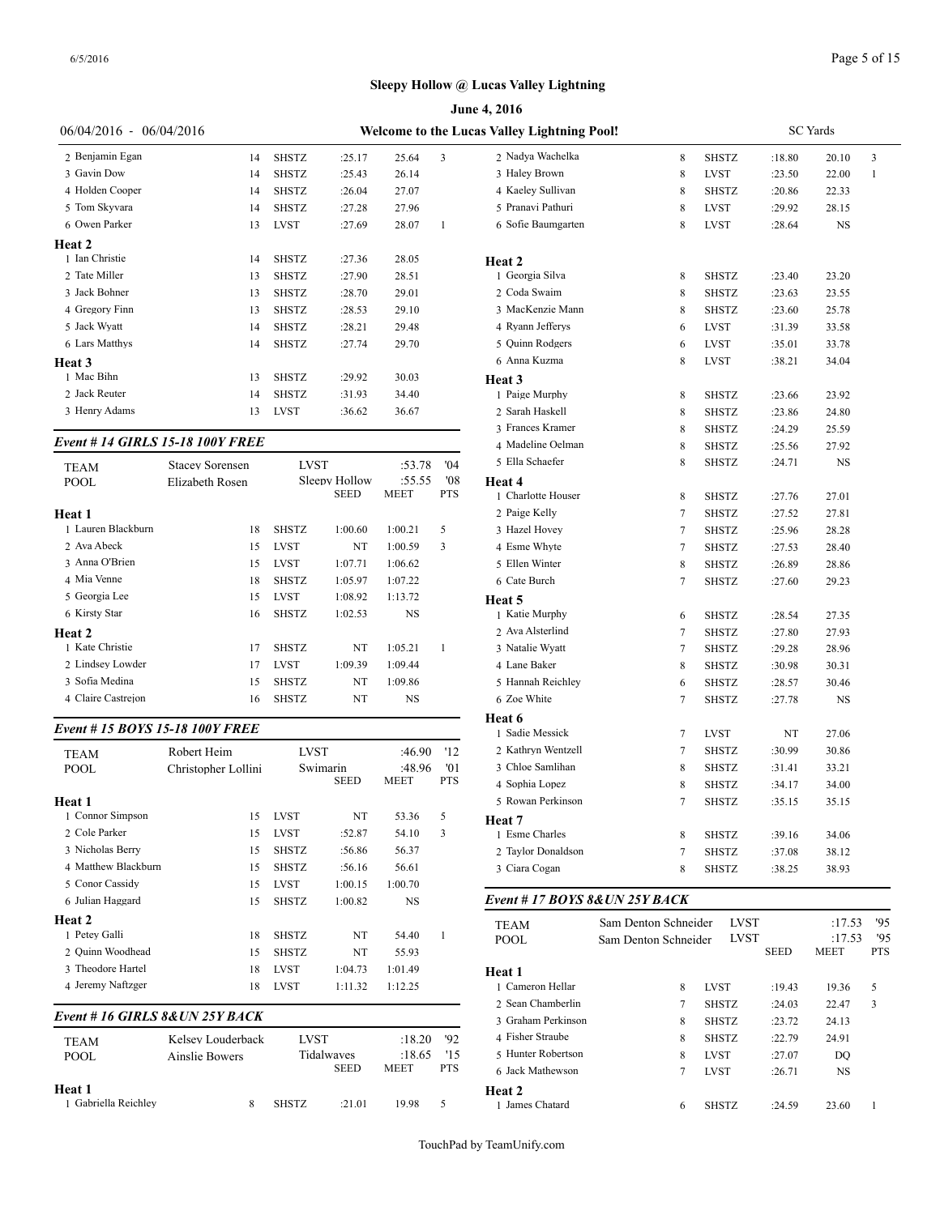# Sleepy Hollow @ Lucas Valley Lightning

## June 4, 2016

06/04/2016 - 06/04/2016 **Welcome to the Lucas Valley Lightning Pool!** SC Yards

| | | | | | |
|---|---|---|---|---|---|
| 2 Benjamin Egan | 14 | SHSTZ | :25.17 | 25.64 | 3 |
| 3 Gavin Dow | 14 | SHSTZ | :25.43 | 26.14 | |
| 4 Holden Cooper | 14 | SHSTZ | :26.04 | 27.07 | |
| 5 Tom Skyvara | 14 | SHSTZ | :27.28 | 27.96 | |
| 6 Owen Parker | 13 | LVST | :27.69 | 28.07 | 1 |
| **Heat 2** | | | | | |
| 1 Ian Christie | 14 | SHSTZ | :27.36 | 28.05 | |
| 2 Tate Miller | 13 | SHSTZ | :27.90 | 28.51 | |
| 3 Jack Bohner | 13 | SHSTZ | :28.70 | 29.01 | |
| 4 Gregory Finn | 13 | SHSTZ | :28.53 | 29.10 | |
| 5 Jack Wyatt | 14 | SHSTZ | :28.21 | 29.48 | |
| 6 Lars Matthys | 14 | SHSTZ | :27.74 | 29.70 | |
| **Heat 3** | | | | | |
| 1 Mac Bihn | 13 | SHSTZ | :29.92 | 30.03 | |
| 2 Jack Reuter | 14 | SHSTZ | :31.93 | 34.40 | |
| 3 Henry Adams | 13 | LVST | :36.62 | 36.67 | |

### *Event # 14 GIRLS 15-18 100Y FREE*

| | | | | | |
|---|---|---|---|---|---|
| TEAM | Stacey Sorensen | LVST | | :53.78 | '04 |
| POOL | Elizabeth Rosen | Sleepy Hollow | | :55.55 | '08 |
| | | | SEED | MEET | PTS |
| **Heat 1** | | | | | |
| 1 Lauren Blackburn | 18 | SHSTZ | 1:00.60 | 1:00.21 | 5 |
| 2 Ava Abeck | 15 | LVST | NT | 1:00.59 | 3 |
| 3 Anna O'Brien | 15 | LVST | 1:07.71 | 1:06.62 | |
| 4 Mia Venne | 18 | SHSTZ | 1:05.97 | 1:07.22 | |
| 5 Georgia Lee | 15 | LVST | 1:08.92 | 1:13.72 | |
| 6 Kirsty Star | 16 | SHSTZ | 1:02.53 | NS | |
| **Heat 2** | | | | | |
| 1 Kate Christie | 17 | SHSTZ | NT | 1:05.21 | 1 |
| 2 Lindsey Lowder | 17 | LVST | 1:09.39 | 1:09.44 | |
| 3 Sofia Medina | 15 | SHSTZ | NT | 1:09.86 | |
| 4 Claire Castrejon | 16 | SHSTZ | NT | NS | |

### *Event # 15 BOYS 15-18 100Y FREE*

| | | | | | |
|---|---|---|---|---|---|
| TEAM | Robert Heim | LVST | | :46.90 | '12 |
| POOL | Christopher Lollini | Swimarin | | :48.96 | '01 |
| | | | SEED | MEET | PTS |
| **Heat 1** | | | | | |
| 1 Connor Simpson | 15 | LVST | NT | 53.36 | 5 |
| 2 Cole Parker | 15 | LVST | :52.87 | 54.10 | 3 |
| 3 Nicholas Berry | 15 | SHSTZ | :56.86 | 56.37 | |
| 4 Matthew Blackburn | 15 | SHSTZ | :56.16 | 56.61 | |
| 5 Conor Cassidy | 15 | LVST | 1:00.15 | 1:00.70 | |
| 6 Julian Haggard | 15 | SHSTZ | 1:00.82 | NS | |
| **Heat 2** | | | | | |
| 1 Petey Galli | 18 | SHSTZ | NT | 54.40 | 1 |
| 2 Quinn Woodhead | 15 | SHSTZ | NT | 55.93 | |
| 3 Theodore Hartel | 18 | LVST | 1:04.73 | 1:01.49 | |
| 4 Jeremy Naftzger | 18 | LVST | 1:11.32 | 1:12.25 | |

### *Event # 16 GIRLS 8&UN 25Y BACK*

| | | | | | |
|---|---|---|---|---|---|
| TEAM | Kelsey Louderback | LVST | | :18.20 | '92 |
| POOL | Ainslie Bowers | Tidalwaves | | :18.65 | '15 |
| | | | SEED | MEET | PTS |
| **Heat 1** | | | | | |
| 1 Gabriella Reichley | 8 | SHSTZ | :21.01 | 19.98 | 5 |
| 2 Nadya Wachelka | 8 | SHSTZ | :18.80 | 20.10 | 3 |
| 3 Haley Brown | 8 | LVST | :23.50 | 22.00 | 1 |
| 4 Kaeley Sullivan | 8 | SHSTZ | :20.86 | 22.33 | |
| 5 Pranavi Pathuri | 8 | LVST | :29.92 | 28.15 | |
| 6 Sofie Baumgarten | 8 | LVST | :28.64 | NS | |
| **Heat 2** | | | | | |
| 1 Georgia Silva | 8 | SHSTZ | :23.40 | 23.20 | |
| 2 Coda Swaim | 8 | SHSTZ | :23.63 | 23.55 | |
| 3 MacKenzie Mann | 8 | SHSTZ | :23.60 | 25.78 | |
| 4 Ryann Jefferys | 6 | LVST | :31.39 | 33.58 | |
| 5 Quinn Rodgers | 6 | LVST | :35.01 | 33.78 | |
| 6 Anna Kuzma | 8 | LVST | :38.21 | 34.04 | |
| **Heat 3** | | | | | |
| 1 Paige Murphy | 8 | SHSTZ | :23.66 | 23.92 | |
| 2 Sarah Haskell | 8 | SHSTZ | :23.86 | 24.80 | |
| 3 Frances Kramer | 8 | SHSTZ | :24.29 | 25.59 | |
| 4 Madeline Oelman | 8 | SHSTZ | :25.56 | 27.92 | |
| 5 Ella Schaefer | 8 | SHSTZ | :24.71 | NS | |
| **Heat 4** | | | | | |
| 1 Charlotte Houser | 8 | SHSTZ | :27.76 | 27.01 | |
| 2 Paige Kelly | 7 | SHSTZ | :27.52 | 27.81 | |
| 3 Hazel Hovey | 7 | SHSTZ | :25.96 | 28.28 | |
| 4 Esme Whyte | 7 | SHSTZ | :27.53 | 28.40 | |
| 5 Ellen Winter | 8 | SHSTZ | :26.89 | 28.86 | |
| 6 Cate Burch | 7 | SHSTZ | :27.60 | 29.23 | |
| **Heat 5** | | | | | |
| 1 Katie Murphy | 6 | SHSTZ | :28.54 | 27.35 | |
| 2 Ava Alsterlind | 7 | SHSTZ | :27.80 | 27.93 | |
| 3 Natalie Wyatt | 7 | SHSTZ | :29.28 | 28.96 | |
| 4 Lane Baker | 8 | SHSTZ | :30.98 | 30.31 | |
| 5 Hannah Reichley | 6 | SHSTZ | :28.57 | 30.46 | |
| 6 Zoe White | 7 | SHSTZ | :27.78 | NS | |
| **Heat 6** | | | | | |
| 1 Sadie Messick | 7 | LVST | NT | 27.06 | |
| 2 Kathryn Wentzell | 7 | SHSTZ | :30.99 | 30.86 | |
| 3 Chloe Samlihan | 8 | SHSTZ | :31.41 | 33.21 | |
| 4 Sophia Lopez | 8 | SHSTZ | :34.17 | 34.00 | |
| 5 Rowan Perkinson | 7 | SHSTZ | :35.15 | 35.15 | |
| **Heat 7** | | | | | |
| 1 Esme Charles | 8 | SHSTZ | :39.16 | 34.06 | |
| 2 Taylor Donaldson | 7 | SHSTZ | :37.08 | 38.12 | |
| 3 Ciara Cogan | 8 | SHSTZ | :38.25 | 38.93 | |

### *Event # 17 BOYS 8&UN 25Y BACK*

| | | | | | |
|---|---|---|---|---|---|
| TEAM | Sam Denton Schneider | LVST | | :17.53 | '95 |
| POOL | Sam Denton Schneider | LVST | | :17.53 | '95 |
| | | | SEED | MEET | PTS |
| **Heat 1** | | | | | |
| 1 Cameron Hellar | 8 | LVST | :19.43 | 19.36 | 5 |
| 2 Sean Chamberlin | 7 | SHSTZ | :24.03 | 22.47 | 3 |
| 3 Graham Perkinson | 8 | SHSTZ | :23.72 | 24.13 | |
| 4 Fisher Straube | 8 | SHSTZ | :22.79 | 24.91 | |
| 5 Hunter Robertson | 8 | LVST | :27.07 | DQ | |
| 6 Jack Mathewson | 7 | LVST | :26.71 | NS | |
| **Heat 2** | | | | | |
| 1 James Chatard | 6 | SHSTZ | :24.59 | 23.60 | 1 |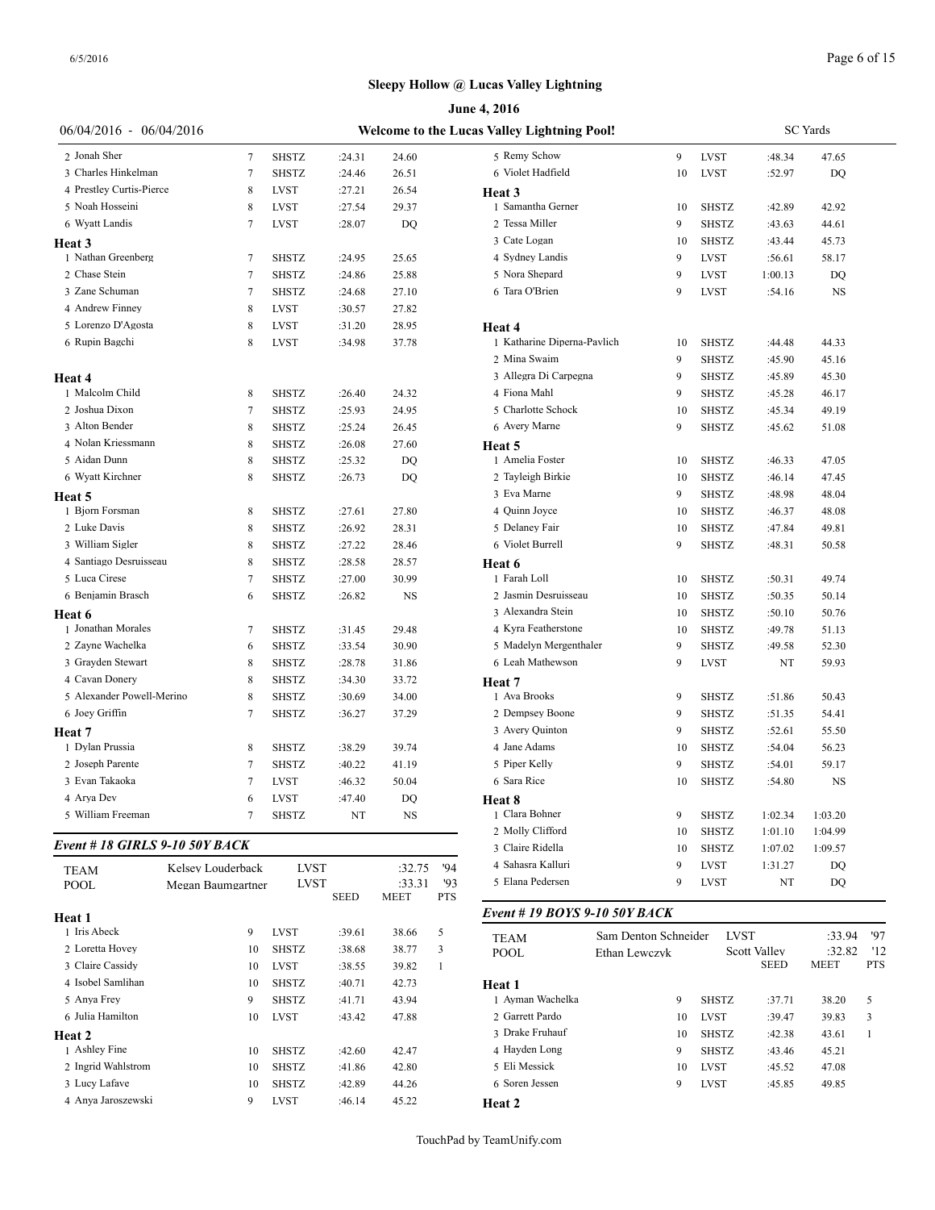## Sleepy Hollow @ Lucas Valley Lightning

**June 4, 2016**

06/04/2016 - 06/04/2016 — **Welcome to the Lucas Valley Lightning Pool!** — SC Yards

| | Name | Age | Team | Seed | Time | PTS |
|---|---|---|---|---|---|---|
| 2 | Jonah Sher | 7 | SHSTZ | :24.31 | 24.60 | |
| 3 | Charles Hinkelman | 7 | SHSTZ | :24.46 | 26.51 | |
| 4 | Prestley Curtis-Pierce | 8 | LVST | :27.21 | 26.54 | |
| 5 | Noah Hosseini | 8 | LVST | :27.54 | 29.37 | |
| 6 | Wyatt Landis | 7 | LVST | :28.07 | DQ | |

**Heat 3**

| | Name | Age | Team | Seed | Time | PTS |
|---|---|---|---|---|---|---|
| 1 | Nathan Greenberg | 7 | SHSTZ | :24.95 | 25.65 | |
| 2 | Chase Stein | 7 | SHSTZ | :24.86 | 25.88 | |
| 3 | Zane Schuman | 7 | SHSTZ | :24.68 | 27.10 | |
| 4 | Andrew Finney | 8 | LVST | :30.57 | 27.82 | |
| 5 | Lorenzo D'Agosta | 8 | LVST | :31.20 | 28.95 | |
| 6 | Rupin Bagchi | 8 | LVST | :34.98 | 37.78 | |

**Heat 4**

| | Name | Age | Team | Seed | Time | PTS |
|---|---|---|---|---|---|---|
| 1 | Malcolm Child | 8 | SHSTZ | :26.40 | 24.32 | |
| 2 | Joshua Dixon | 7 | SHSTZ | :25.93 | 24.95 | |
| 3 | Alton Bender | 8 | SHSTZ | :25.24 | 26.45 | |
| 4 | Nolan Kriessmann | 8 | SHSTZ | :26.08 | 27.60 | |
| 5 | Aidan Dunn | 8 | SHSTZ | :25.32 | DQ | |
| 6 | Wyatt Kirchner | 8 | SHSTZ | :26.73 | DQ | |

**Heat 5**

| | Name | Age | Team | Seed | Time | PTS |
|---|---|---|---|---|---|---|
| 1 | Bjorn Forsman | 8 | SHSTZ | :27.61 | 27.80 | |
| 2 | Luke Davis | 8 | SHSTZ | :26.92 | 28.31 | |
| 3 | William Sigler | 8 | SHSTZ | :27.22 | 28.46 | |
| 4 | Santiago Desruisseau | 8 | SHSTZ | :28.58 | 28.57 | |
| 5 | Luca Cirese | 7 | SHSTZ | :27.00 | 30.99 | |
| 6 | Benjamin Brasch | 6 | SHSTZ | :26.82 | NS | |

**Heat 6**

| | Name | Age | Team | Seed | Time | PTS |
|---|---|---|---|---|---|---|
| 1 | Jonathan Morales | 7 | SHSTZ | :31.45 | 29.48 | |
| 2 | Zayne Wachelka | 6 | SHSTZ | :33.54 | 30.90 | |
| 3 | Grayden Stewart | 8 | SHSTZ | :28.78 | 31.86 | |
| 4 | Cavan Donery | 8 | SHSTZ | :34.30 | 33.72 | |
| 5 | Alexander Powell-Merino | 8 | SHSTZ | :30.69 | 34.00 | |
| 6 | Joey Griffin | 7 | SHSTZ | :36.27 | 37.29 | |

**Heat 7**

| | Name | Age | Team | Seed | Time | PTS |
|---|---|---|---|---|---|---|
| 1 | Dylan Prussia | 8 | SHSTZ | :38.29 | 39.74 | |
| 2 | Joseph Parente | 7 | SHSTZ | :40.22 | 41.19 | |
| 3 | Evan Takaoka | 7 | LVST | :46.32 | 50.04 | |
| 4 | Arya Dev | 6 | LVST | :47.40 | DQ | |
| 5 | William Freeman | 7 | SHSTZ | NT | NS | |

### *Event # 18 GIRLS 9-10 50Y BACK*

| | | | | | |
|---|---|---|---|---|---|
| TEAM | Kelsey Louderback | LVST | | :32.75 | '94 |
| POOL | Megan Baumgartner | LVST | | :33.31 | '93 |
| | | | SEED | MEET | PTS |

**Heat 1**

| | Name | Age | Team | Seed | Time | PTS |
|---|---|---|---|---|---|---|
| 1 | Iris Abeck | 9 | LVST | :39.61 | 38.66 | 5 |
| 2 | Loretta Hovey | 10 | SHSTZ | :38.68 | 38.77 | 3 |
| 3 | Claire Cassidy | 10 | LVST | :38.55 | 39.82 | 1 |
| 4 | Isobel Samlihan | 10 | SHSTZ | :40.71 | 42.73 | |
| 5 | Anya Frey | 9 | SHSTZ | :41.71 | 43.94 | |
| 6 | Julia Hamilton | 10 | LVST | :43.42 | 47.88 | |

**Heat 2**

| | Name | Age | Team | Seed | Time | PTS |
|---|---|---|---|---|---|---|
| 1 | Ashley Fine | 10 | SHSTZ | :42.60 | 42.47 | |
| 2 | Ingrid Wahlstrom | 10 | SHSTZ | :41.86 | 42.80 | |
| 3 | Lucy Lafave | 10 | SHSTZ | :42.89 | 44.26 | |
| 4 | Anya Jaroszewski | 9 | LVST | :46.14 | 45.22 | |
| 5 | Remy Schow | 9 | LVST | :48.34 | 47.65 | |
| 6 | Violet Hadfield | 10 | LVST | :52.97 | DQ | |

**Heat 3**

| | Name | Age | Team | Seed | Time | PTS |
|---|---|---|---|---|---|---|
| 1 | Samantha Gerner | 10 | SHSTZ | :42.89 | 42.92 | |
| 2 | Tessa Miller | 9 | SHSTZ | :43.63 | 44.61 | |
| 3 | Cate Logan | 10 | SHSTZ | :43.44 | 45.73 | |
| 4 | Sydney Landis | 9 | LVST | :56.61 | 58.17 | |
| 5 | Nora Shepard | 9 | LVST | 1:00.13 | DQ | |
| 6 | Tara O'Brien | 9 | LVST | :54.16 | NS | |

**Heat 4**

| | Name | Age | Team | Seed | Time | PTS |
|---|---|---|---|---|---|---|
| 1 | Katharine Diperna-Pavlich | 10 | SHSTZ | :44.48 | 44.33 | |
| 2 | Mina Swaim | 9 | SHSTZ | :45.90 | 45.16 | |
| 3 | Allegra Di Carpegna | 9 | SHSTZ | :45.89 | 45.30 | |
| 4 | Fiona Mahl | 9 | SHSTZ | :45.28 | 46.17 | |
| 5 | Charlotte Schock | 10 | SHSTZ | :45.34 | 49.19 | |
| 6 | Avery Marne | 9 | SHSTZ | :45.62 | 51.08 | |

**Heat 5**

| | Name | Age | Team | Seed | Time | PTS |
|---|---|---|---|---|---|---|
| 1 | Amelia Foster | 10 | SHSTZ | :46.33 | 47.05 | |
| 2 | Tayleigh Birkie | 10 | SHSTZ | :46.14 | 47.45 | |
| 3 | Eva Marne | 9 | SHSTZ | :48.98 | 48.04 | |
| 4 | Quinn Joyce | 10 | SHSTZ | :46.37 | 48.08 | |
| 5 | Delaney Fair | 10 | SHSTZ | :47.84 | 49.81 | |
| 6 | Violet Burrell | 9 | SHSTZ | :48.31 | 50.58 | |

**Heat 6**

| | Name | Age | Team | Seed | Time | PTS |
|---|---|---|---|---|---|---|
| 1 | Farah Loll | 10 | SHSTZ | :50.31 | 49.74 | |
| 2 | Jasmin Desruisseau | 10 | SHSTZ | :50.35 | 50.14 | |
| 3 | Alexandra Stein | 10 | SHSTZ | :50.10 | 50.76 | |
| 4 | Kyra Featherstone | 10 | SHSTZ | :49.78 | 51.13 | |
| 5 | Madelyn Mergenthaler | 9 | SHSTZ | :49.58 | 52.30 | |
| 6 | Leah Mathewson | 9 | LVST | NT | 59.93 | |

**Heat 7**

| | Name | Age | Team | Seed | Time | PTS |
|---|---|---|---|---|---|---|
| 1 | Ava Brooks | 9 | SHSTZ | :51.86 | 50.43 | |
| 2 | Dempsey Boone | 9 | SHSTZ | :51.35 | 54.41 | |
| 3 | Avery Quinton | 9 | SHSTZ | :52.61 | 55.50 | |
| 4 | Jane Adams | 10 | SHSTZ | :54.04 | 56.23 | |
| 5 | Piper Kelly | 9 | SHSTZ | :54.01 | 59.17 | |
| 6 | Sara Rice | 10 | SHSTZ | :54.80 | NS | |

**Heat 8**

| | Name | Age | Team | Seed | Time | PTS |
|---|---|---|---|---|---|---|
| 1 | Clara Bohner | 9 | SHSTZ | 1:02.34 | 1:03.20 | |
| 2 | Molly Clifford | 10 | SHSTZ | 1:01.10 | 1:04.99 | |
| 3 | Claire Ridella | 10 | SHSTZ | 1:07.02 | 1:09.57 | |
| 4 | Sahasra Kalluri | 9 | LVST | 1:31.27 | DQ | |
| 5 | Elana Pedersen | 9 | LVST | NT | DQ | |

### *Event # 19 BOYS 9-10 50Y BACK*

| | | | | | |
|---|---|---|---|---|---|
| TEAM | Sam Denton Schneider | LVST | | :33.94 | '97 |
| POOL | Ethan Lewczyk | Scott Valley | | :32.82 | '12 |
| | | | SEED | MEET | PTS |

**Heat 1**

| | Name | Age | Team | Seed | Time | PTS |
|---|---|---|---|---|---|---|
| 1 | Ayman Wachelka | 9 | SHSTZ | :37.71 | 38.20 | 5 |
| 2 | Garrett Pardo | 10 | LVST | :39.47 | 39.83 | 3 |
| 3 | Drake Fruhauf | 10 | SHSTZ | :42.38 | 43.61 | 1 |
| 4 | Hayden Long | 9 | SHSTZ | :43.46 | 45.21 | |
| 5 | Eli Messick | 10 | LVST | :45.52 | 47.08 | |
| 6 | Soren Jessen | 9 | LVST | :45.85 | 49.85 | |

**Heat 2**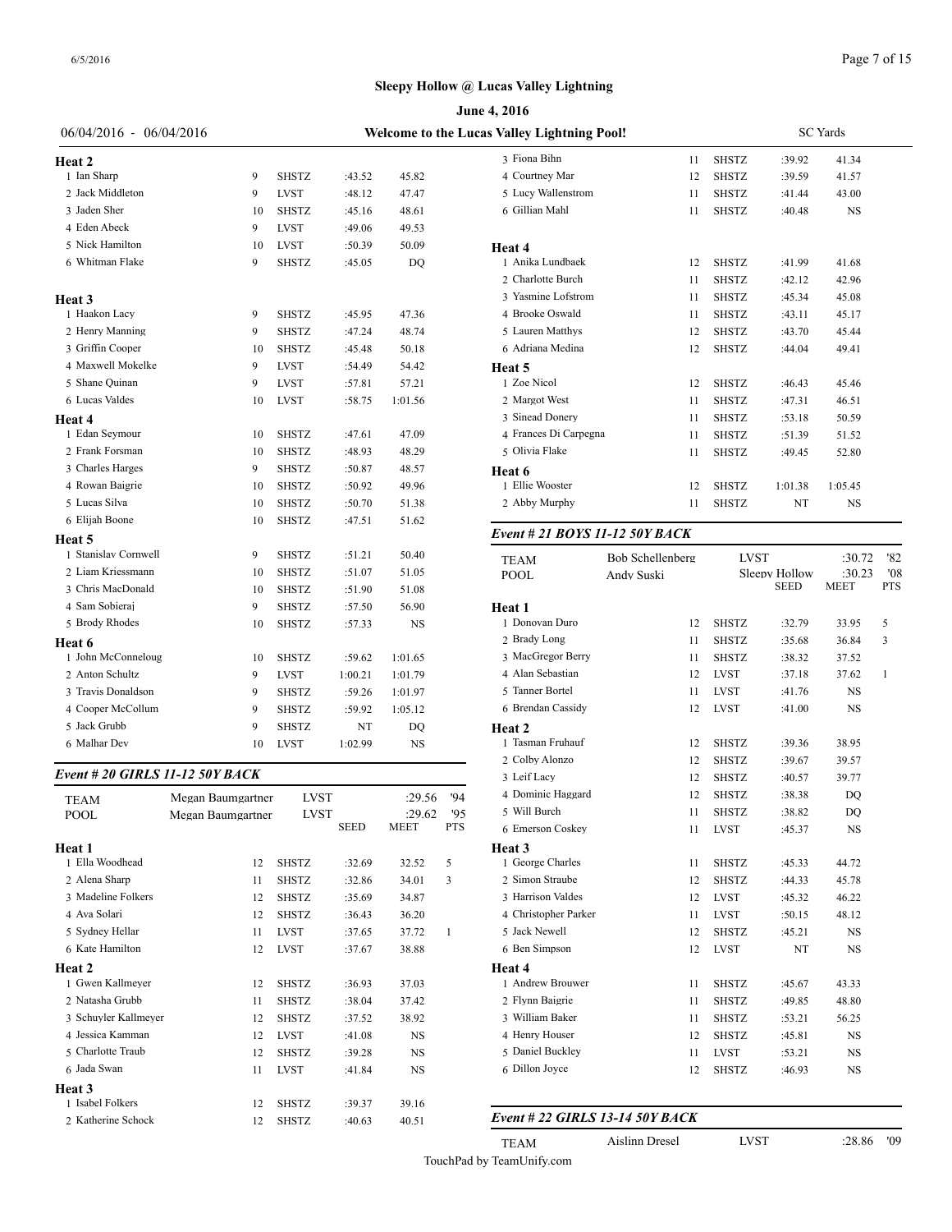# Sleepy Hollow @ Lucas Valley Lightning

## June 4, 2016

06/04/2016 - 06/04/2016 **Welcome to the Lucas Valley Lightning Pool!** SC Yards

**Heat 2**

| | Name | Age | Team | Seed | Time |
|---|---|---|---|---|---|
| 1 | Ian Sharp | 9 | SHSTZ | :43.52 | 45.82 |
| 2 | Jack Middleton | 9 | LVST | :48.12 | 47.47 |
| 3 | Jaden Sher | 10 | SHSTZ | :45.16 | 48.61 |
| 4 | Eden Abeck | 9 | LVST | :49.06 | 49.53 |
| 5 | Nick Hamilton | 10 | LVST | :50.39 | 50.09 |
| 6 | Whitman Flake | 9 | SHSTZ | :45.05 | DQ |

**Heat 3**

| | Name | Age | Team | Seed | Time |
|---|---|---|---|---|---|
| 1 | Haakon Lacy | 9 | SHSTZ | :45.95 | 47.36 |
| 2 | Henry Manning | 9 | SHSTZ | :47.24 | 48.74 |
| 3 | Griffin Cooper | 10 | SHSTZ | :45.48 | 50.18 |
| 4 | Maxwell Mokelke | 9 | LVST | :54.49 | 54.42 |
| 5 | Shane Quinan | 9 | LVST | :57.81 | 57.21 |
| 6 | Lucas Valdes | 10 | LVST | :58.75 | 1:01.56 |

**Heat 4**

| | Name | Age | Team | Seed | Time |
|---|---|---|---|---|---|
| 1 | Edan Seymour | 10 | SHSTZ | :47.61 | 47.09 |
| 2 | Frank Forsman | 10 | SHSTZ | :48.93 | 48.29 |
| 3 | Charles Harges | 9 | SHSTZ | :50.87 | 48.57 |
| 4 | Rowan Baigrie | 10 | SHSTZ | :50.92 | 49.96 |
| 5 | Lucas Silva | 10 | SHSTZ | :50.70 | 51.38 |
| 6 | Elijah Boone | 10 | SHSTZ | :47.51 | 51.62 |

**Heat 5**

| | Name | Age | Team | Seed | Time |
|---|---|---|---|---|---|
| 1 | Stanislav Cornwell | 9 | SHSTZ | :51.21 | 50.40 |
| 2 | Liam Kriessmann | 10 | SHSTZ | :51.07 | 51.05 |
| 3 | Chris MacDonald | 10 | SHSTZ | :51.90 | 51.08 |
| 4 | Sam Sobieraj | 9 | SHSTZ | :57.50 | 56.90 |
| 5 | Brody Rhodes | 10 | SHSTZ | :57.33 | NS |

**Heat 6**

| | Name | Age | Team | Seed | Time |
|---|---|---|---|---|---|
| 1 | John McConneloug | 10 | SHSTZ | :59.62 | 1:01.65 |
| 2 | Anton Schultz | 9 | LVST | 1:00.21 | 1:01.79 |
| 3 | Travis Donaldson | 9 | SHSTZ | :59.26 | 1:01.97 |
| 4 | Cooper McCollum | 9 | SHSTZ | :59.92 | 1:05.12 |
| 5 | Jack Grubb | 9 | SHSTZ | NT | DQ |
| 6 | Malhar Dev | 10 | LVST | 1:02.99 | NS |

### *Event # 20 GIRLS 11-12 50Y BACK*

| | | | | | |
|---|---|---|---|---|---|
| TEAM | Megan Baumgartner | LVST | :29.56 | '94 | |
| POOL | Megan Baumgartner | LVST | :29.62 | '95 | |

**Heat 1**

| | Name | Age | Team | Seed | Meet | Pts |
|---|---|---|---|---|---|---|
| 1 | Ella Woodhead | 12 | SHSTZ | :32.69 | 32.52 | 5 |
| 2 | Alena Sharp | 11 | SHSTZ | :32.86 | 34.01 | 3 |
| 3 | Madeline Folkers | 12 | SHSTZ | :35.69 | 34.87 | |
| 4 | Ava Solari | 12 | SHSTZ | :36.43 | 36.20 | |
| 5 | Sydney Hellar | 11 | LVST | :37.65 | 37.72 | 1 |
| 6 | Kate Hamilton | 12 | LVST | :37.67 | 38.88 | |

**Heat 2**

| | Name | Age | Team | Seed | Meet |
|---|---|---|---|---|---|
| 1 | Gwen Kallmeyer | 12 | SHSTZ | :36.93 | 37.03 |
| 2 | Natasha Grubb | 11 | SHSTZ | :38.04 | 37.42 |
| 3 | Schuyler Kallmeyer | 12 | SHSTZ | :37.52 | 38.92 |
| 4 | Jessica Kamman | 12 | LVST | :41.08 | NS |
| 5 | Charlotte Traub | 12 | SHSTZ | :39.28 | NS |
| 6 | Jada Swan | 11 | LVST | :41.84 | NS |

**Heat 3**

| | Name | Age | Team | Seed | Meet |
|---|---|---|---|---|---|
| 1 | Isabel Folkers | 12 | SHSTZ | :39.37 | 39.16 |
| 2 | Katherine Schock | 12 | SHSTZ | :40.63 | 40.51 |
| 3 | Fiona Bihn | 11 | SHSTZ | :39.92 | 41.34 |
| 4 | Courtney Mar | 12 | SHSTZ | :39.59 | 41.57 |
| 5 | Lucy Wallenstrom | 11 | SHSTZ | :41.44 | 43.00 |
| 6 | Gillian Mahl | 11 | SHSTZ | :40.48 | NS |

**Heat 4**

| | Name | Age | Team | Seed | Meet |
|---|---|---|---|---|---|
| 1 | Anika Lundbaek | 12 | SHSTZ | :41.99 | 41.68 |
| 2 | Charlotte Burch | 11 | SHSTZ | :42.12 | 42.96 |
| 3 | Yasmine Lofstrom | 11 | SHSTZ | :45.34 | 45.08 |
| 4 | Brooke Oswald | 11 | SHSTZ | :43.11 | 45.17 |
| 5 | Lauren Matthys | 12 | SHSTZ | :43.70 | 45.44 |
| 6 | Adriana Medina | 12 | SHSTZ | :44.04 | 49.41 |

**Heat 5**

| | Name | Age | Team | Seed | Meet |
|---|---|---|---|---|---|
| 1 | Zoe Nicol | 12 | SHSTZ | :46.43 | 45.46 |
| 2 | Margot West | 11 | SHSTZ | :47.31 | 46.51 |
| 3 | Sinead Donery | 11 | SHSTZ | :53.18 | 50.59 |
| 4 | Frances Di Carpegna | 11 | SHSTZ | :51.39 | 51.52 |
| 5 | Olivia Flake | 11 | SHSTZ | :49.45 | 52.80 |

**Heat 6**

| | Name | Age | Team | Seed | Meet |
|---|---|---|---|---|---|
| 1 | Ellie Wooster | 12 | SHSTZ | 1:01.38 | 1:05.45 |
| 2 | Abby Murphy | 11 | SHSTZ | NT | NS |

### *Event # 21 BOYS 11-12 50Y BACK*

| | | | | |
|---|---|---|---|---|
| TEAM | Bob Schellenberg | LVST | :30.72 | '82 |
| POOL | Andy Suski | Sleepy Hollow | :30.23 | '08 |

**Heat 1**

| | Name | Age | Team | Seed | Meet | Pts |
|---|---|---|---|---|---|---|
| 1 | Donovan Duro | 12 | SHSTZ | :32.79 | 33.95 | 5 |
| 2 | Brady Long | 11 | SHSTZ | :35.68 | 36.84 | 3 |
| 3 | MacGregor Berry | 11 | SHSTZ | :38.32 | 37.52 | |
| 4 | Alan Sebastian | 12 | LVST | :37.18 | 37.62 | 1 |
| 5 | Tanner Bortel | 11 | LVST | :41.76 | NS | |
| 6 | Brendan Cassidy | 12 | LVST | :41.00 | NS | |

**Heat 2**

| | Name | Age | Team | Seed | Meet |
|---|---|---|---|---|---|
| 1 | Tasman Fruhauf | 12 | SHSTZ | :39.36 | 38.95 |
| 2 | Colby Alonzo | 12 | SHSTZ | :39.67 | 39.57 |
| 3 | Leif Lacy | 12 | SHSTZ | :40.57 | 39.77 |
| 4 | Dominic Haggard | 12 | SHSTZ | :38.38 | DQ |
| 5 | Will Burch | 11 | SHSTZ | :38.82 | DQ |
| 6 | Emerson Coskey | 11 | LVST | :45.37 | NS |

**Heat 3**

| | Name | Age | Team | Seed | Meet |
|---|---|---|---|---|---|
| 1 | George Charles | 11 | SHSTZ | :45.33 | 44.72 |
| 2 | Simon Straube | 12 | SHSTZ | :44.33 | 45.78 |
| 3 | Harrison Valdes | 12 | LVST | :45.32 | 46.22 |
| 4 | Christopher Parker | 11 | LVST | :50.15 | 48.12 |
| 5 | Jack Newell | 12 | SHSTZ | :45.21 | NS |
| 6 | Ben Simpson | 12 | LVST | NT | NS |

**Heat 4**

| | Name | Age | Team | Seed | Meet |
|---|---|---|---|---|---|
| 1 | Andrew Brouwer | 11 | SHSTZ | :45.67 | 43.33 |
| 2 | Flynn Baigrie | 11 | SHSTZ | :49.85 | 48.80 |
| 3 | William Baker | 11 | SHSTZ | :53.21 | 56.25 |
| 4 | Henry Houser | 12 | SHSTZ | :45.81 | NS |
| 5 | Daniel Buckley | 11 | LVST | :53.21 | NS |
| 6 | Dillon Joyce | 12 | SHSTZ | :46.93 | NS |

### *Event # 22 GIRLS 13-14 50Y BACK*

| | | | | |
|---|---|---|---|---|
| TEAM | Aislinn Dresel | LVST | :28.86 | '09 |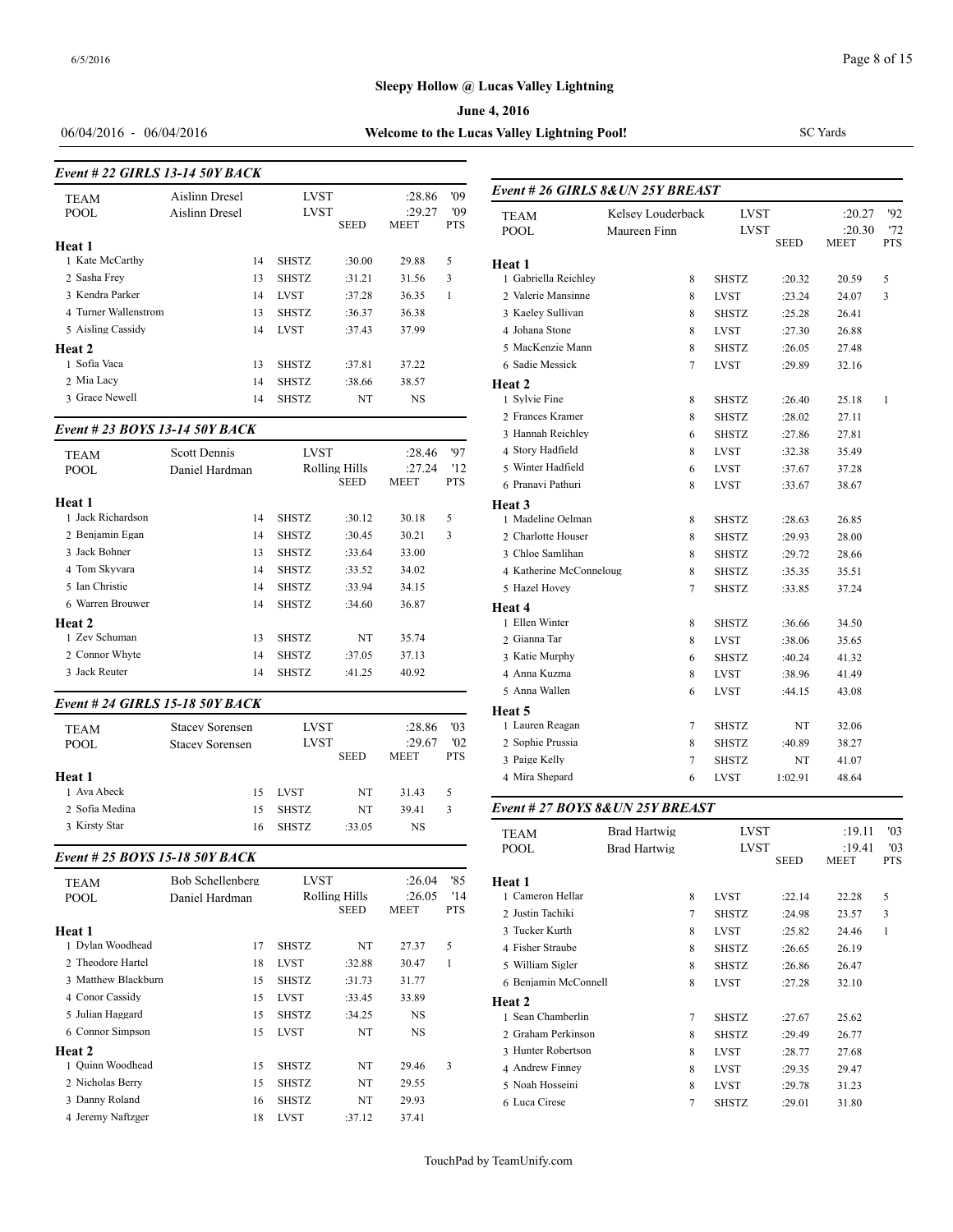# Sleepy Hollow @ Lucas Valley Lightning

**June 4, 2016**

06/04/2016 - 06/04/2016 — **Welcome to the Lucas Valley Lightning Pool!** — SC Yards

### *Event # 22 GIRLS 13-14 50Y BACK*

| TEAM | Aislinn Dresel | | LVST | | :28.86 | '09 |
|---|---|---|---|---|---|---|
| POOL | Aislinn Dresel | | LVST | | :29.27 | '09 |
| | | | | SEED | MEET | PTS |
| **Heat 1** | | | | | | |
| 1 Kate McCarthy | | 14 | SHSTZ | :30.00 | 29.88 | 5 |
| 2 Sasha Frey | | 13 | SHSTZ | :31.21 | 31.56 | 3 |
| 3 Kendra Parker | | 14 | LVST | :37.28 | 36.35 | 1 |
| 4 Turner Wallenstrom | | 13 | SHSTZ | :36.37 | 36.38 | |
| 5 Aisling Cassidy | | 14 | LVST | :37.43 | 37.99 | |
| **Heat 2** | | | | | | |
| 1 Sofia Vaca | | 13 | SHSTZ | :37.81 | 37.22 | |
| 2 Mia Lacy | | 14 | SHSTZ | :38.66 | 38.57 | |
| 3 Grace Newell | | 14 | SHSTZ | NT | NS | |

### *Event # 23 BOYS 13-14 50Y BACK*

| TEAM | Scott Dennis | | LVST | | :28.46 | '97 |
|---|---|---|---|---|---|---|
| POOL | Daniel Hardman | | Rolling Hills | | :27.24 | '12 |
| | | | | SEED | MEET | PTS |
| **Heat 1** | | | | | | |
| 1 Jack Richardson | | 14 | SHSTZ | :30.12 | 30.18 | 5 |
| 2 Benjamin Egan | | 14 | SHSTZ | :30.45 | 30.21 | 3 |
| 3 Jack Bohner | | 13 | SHSTZ | :33.64 | 33.00 | |
| 4 Tom Skyvara | | 14 | SHSTZ | :33.52 | 34.02 | |
| 5 Ian Christie | | 14 | SHSTZ | :33.94 | 34.15 | |
| 6 Warren Brouwer | | 14 | SHSTZ | :34.60 | 36.87 | |
| **Heat 2** | | | | | | |
| 1 Zev Schuman | | 13 | SHSTZ | NT | 35.74 | |
| 2 Connor Whyte | | 14 | SHSTZ | :37.05 | 37.13 | |
| 3 Jack Reuter | | 14 | SHSTZ | :41.25 | 40.92 | |

### *Event # 24 GIRLS 15-18 50Y BACK*

| TEAM | Stacey Sorensen | | LVST | | :28.86 | '03 |
|---|---|---|---|---|---|---|
| POOL | Stacey Sorensen | | LVST | | :29.67 | '02 |
| | | | | SEED | MEET | PTS |
| **Heat 1** | | | | | | |
| 1 Ava Abeck | | 15 | LVST | NT | 31.43 | 5 |
| 2 Sofia Medina | | 15 | SHSTZ | NT | 39.41 | 3 |
| 3 Kirsty Star | | 16 | SHSTZ | :33.05 | NS | |

### *Event # 25 BOYS 15-18 50Y BACK*

| TEAM | Bob Schellenberg | | LVST | | :26.04 | '85 |
|---|---|---|---|---|---|---|
| POOL | Daniel Hardman | | Rolling Hills | | :26.05 | '14 |
| | | | | SEED | MEET | PTS |
| **Heat 1** | | | | | | |
| 1 Dylan Woodhead | | 17 | SHSTZ | NT | 27.37 | 5 |
| 2 Theodore Hartel | | 18 | LVST | :32.88 | 30.47 | 1 |
| 3 Matthew Blackburn | | 15 | SHSTZ | :31.73 | 31.77 | |
| 4 Conor Cassidy | | 15 | LVST | :33.45 | 33.89 | |
| 5 Julian Haggard | | 15 | SHSTZ | :34.25 | NS | |
| 6 Connor Simpson | | 15 | LVST | NT | NS | |
| **Heat 2** | | | | | | |
| 1 Quinn Woodhead | | 15 | SHSTZ | NT | 29.46 | 3 |
| 2 Nicholas Berry | | 15 | SHSTZ | NT | 29.55 | |
| 3 Danny Roland | | 16 | SHSTZ | NT | 29.93 | |
| 4 Jeremy Naftzger | | 18 | LVST | :37.12 | 37.41 | |

### *Event # 26 GIRLS 8&UN 25Y BREAST*

| TEAM | Kelsey Louderback | | LVST | | :20.27 | '92 |
|---|---|---|---|---|---|---|
| POOL | Maureen Finn | | LVST | | :20.30 | '72 |
| | | | | SEED | MEET | PTS |
| **Heat 1** | | | | | | |
| 1 Gabriella Reichley | | 8 | SHSTZ | :20.32 | 20.59 | 5 |
| 2 Valerie Mansinne | | 8 | LVST | :23.24 | 24.07 | 3 |
| 3 Kaeley Sullivan | | 8 | SHSTZ | :25.28 | 26.41 | |
| 4 Johana Stone | | 8 | LVST | :27.30 | 26.88 | |
| 5 MacKenzie Mann | | 8 | SHSTZ | :26.05 | 27.48 | |
| 6 Sadie Messick | | 7 | LVST | :29.89 | 32.16 | |
| **Heat 2** | | | | | | |
| 1 Sylvie Fine | | 8 | SHSTZ | :26.40 | 25.18 | 1 |
| 2 Frances Kramer | | 8 | SHSTZ | :28.02 | 27.11 | |
| 3 Hannah Reichley | | 6 | SHSTZ | :27.86 | 27.81 | |
| 4 Story Hadfield | | 8 | LVST | :32.38 | 35.49 | |
| 5 Winter Hadfield | | 6 | LVST | :37.67 | 37.28 | |
| 6 Pranavi Pathuri | | 8 | LVST | :33.67 | 38.67 | |
| **Heat 3** | | | | | | |
| 1 Madeline Oelman | | 8 | SHSTZ | :28.63 | 26.85 | |
| 2 Charlotte Houser | | 8 | SHSTZ | :29.93 | 28.00 | |
| 3 Chloe Samlihan | | 8 | SHSTZ | :29.72 | 28.66 | |
| 4 Katherine McConneloug | | 8 | SHSTZ | :35.35 | 35.51 | |
| 5 Hazel Hovey | | 7 | SHSTZ | :33.85 | 37.24 | |
| **Heat 4** | | | | | | |
| 1 Ellen Winter | | 8 | SHSTZ | :36.66 | 34.50 | |
| 2 Gianna Tar | | 8 | LVST | :38.06 | 35.65 | |
| 3 Katie Murphy | | 6 | SHSTZ | :40.24 | 41.32 | |
| 4 Anna Kuzma | | 8 | LVST | :38.96 | 41.49 | |
| 5 Anna Wallen | | 6 | LVST | :44.15 | 43.08 | |
| **Heat 5** | | | | | | |
| 1 Lauren Reagan | | 7 | SHSTZ | NT | 32.06 | |
| 2 Sophie Prussia | | 8 | SHSTZ | :40.89 | 38.27 | |
| 3 Paige Kelly | | 7 | SHSTZ | NT | 41.07 | |
| 4 Mira Shepard | | 6 | LVST | 1:02.91 | 48.64 | |

### *Event # 27 BOYS 8&UN 25Y BREAST*

| TEAM | Brad Hartwig | | LVST | | :19.11 | '03 |
|---|---|---|---|---|---|---|
| POOL | Brad Hartwig | | LVST | | :19.41 | '03 |
| | | | | SEED | MEET | PTS |
| **Heat 1** | | | | | | |
| 1 Cameron Hellar | | 8 | LVST | :22.14 | 22.28 | 5 |
| 2 Justin Tachiki | | 7 | SHSTZ | :24.98 | 23.57 | 3 |
| 3 Tucker Kurth | | 8 | LVST | :25.82 | 24.46 | 1 |
| 4 Fisher Straube | | 8 | SHSTZ | :26.65 | 26.19 | |
| 5 William Sigler | | 8 | SHSTZ | :26.86 | 26.47 | |
| 6 Benjamin McConnell | | 8 | LVST | :27.28 | 32.10 | |
| **Heat 2** | | | | | | |
| 1 Sean Chamberlin | | 7 | SHSTZ | :27.67 | 25.62 | |
| 2 Graham Perkinson | | 8 | SHSTZ | :29.49 | 26.77 | |
| 3 Hunter Robertson | | 8 | LVST | :28.77 | 27.68 | |
| 4 Andrew Finney | | 8 | LVST | :29.35 | 29.47 | |
| 5 Noah Hosseini | | 8 | LVST | :29.78 | 31.23 | |
| 6 Luca Cirese | | 7 | SHSTZ | :29.01 | 31.80 | |

TouchPad by TeamUnify.com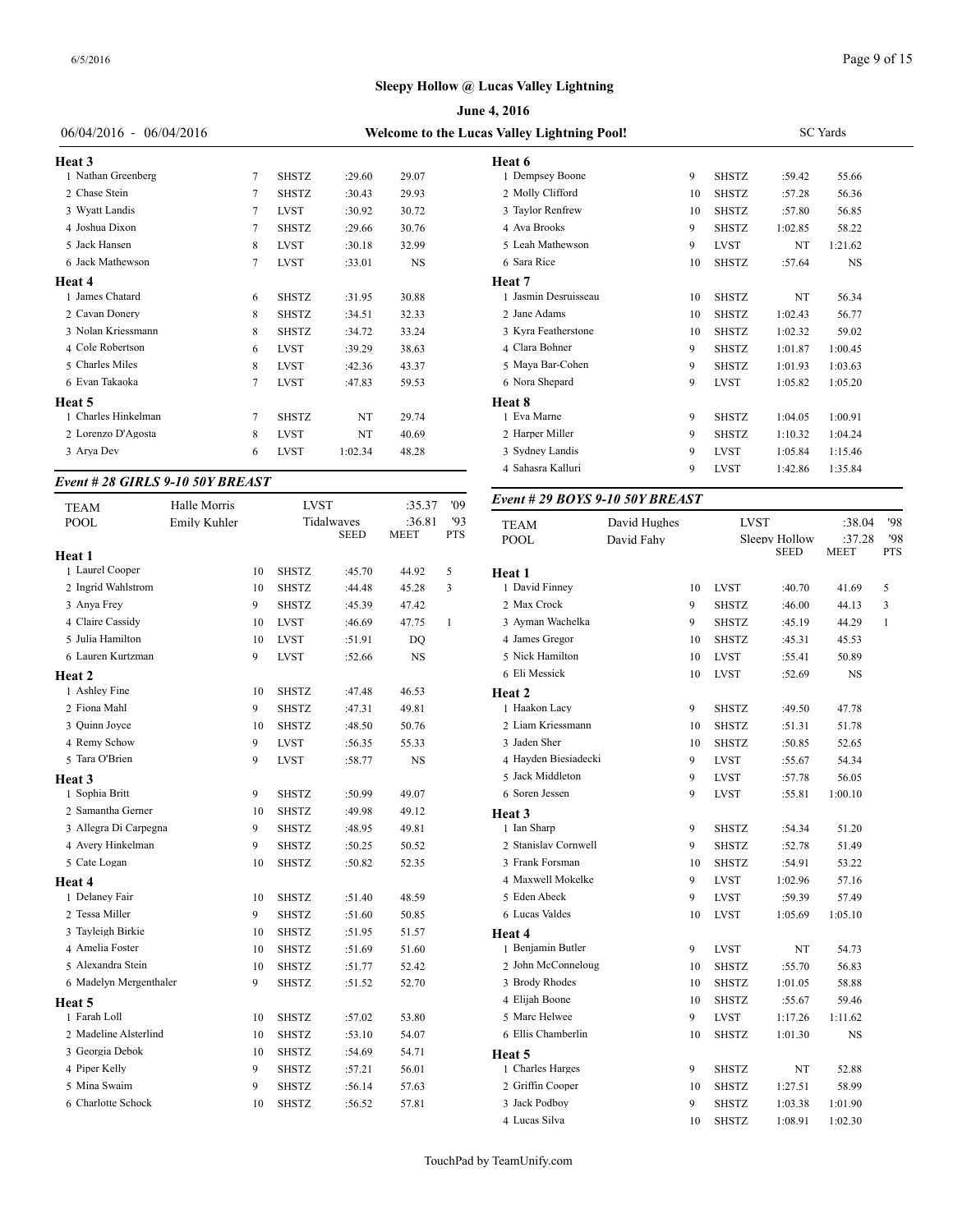**Sleepy Hollow @ Lucas Valley Lightning**

**June 4, 2016**

06/04/2016 - 06/04/2016 **Welcome to the Lucas Valley Lightning Pool!** SC Yards

**Heat 3**

| | Name | Age | Team | Seed | Meet | Pts |
|---|---|---|---|---|---|---|
| 1 | Nathan Greenberg | 7 | SHSTZ | :29.60 | 29.07 | |
| 2 | Chase Stein | 7 | SHSTZ | :30.43 | 29.93 | |
| 3 | Wyatt Landis | 7 | LVST | :30.92 | 30.72 | |
| 4 | Joshua Dixon | 7 | SHSTZ | :29.66 | 30.76 | |
| 5 | Jack Hansen | 8 | LVST | :30.18 | 32.99 | |
| 6 | Jack Mathewson | 7 | LVST | :33.01 | NS | |

**Heat 4**

| | Name | Age | Team | Seed | Meet | Pts |
|---|---|---|---|---|---|---|
| 1 | James Chatard | 6 | SHSTZ | :31.95 | 30.88 | |
| 2 | Cavan Donery | 8 | SHSTZ | :34.51 | 32.33 | |
| 3 | Nolan Kriessmann | 8 | SHSTZ | :34.72 | 33.24 | |
| 4 | Cole Robertson | 6 | LVST | :39.29 | 38.63 | |
| 5 | Charles Miles | 8 | LVST | :42.36 | 43.37 | |
| 6 | Evan Takaoka | 7 | LVST | :47.83 | 59.53 | |

**Heat 5**

| | Name | Age | Team | Seed | Meet | Pts |
|---|---|---|---|---|---|---|
| 1 | Charles Hinkelman | 7 | SHSTZ | NT | 29.74 | |
| 2 | Lorenzo D'Agosta | 8 | LVST | NT | 40.69 | |
| 3 | Arya Dev | 6 | LVST | 1:02.34 | 48.28 | |

### *Event # 28 GIRLS 9-10 50Y BREAST*

| | | | | | |
|---|---|---|---|---|---|
| TEAM | Halle Morris | LVST | | :35.37 | '09 |
| POOL | Emily Kuhler | Tidalwaves | | :36.81 | '93 |
| | | | SEED | MEET | PTS |

**Heat 1**

| | Name | Age | Team | Seed | Meet | Pts |
|---|---|---|---|---|---|---|
| 1 | Laurel Cooper | 10 | SHSTZ | :45.70 | 44.92 | 5 |
| 2 | Ingrid Wahlstrom | 10 | SHSTZ | :44.48 | 45.28 | 3 |
| 3 | Anya Frey | 9 | SHSTZ | :45.39 | 47.42 | |
| 4 | Claire Cassidy | 10 | LVST | :46.69 | 47.75 | 1 |
| 5 | Julia Hamilton | 10 | LVST | :51.91 | DQ | |
| 6 | Lauren Kurtzman | 9 | LVST | :52.66 | NS | |

**Heat 2**

| | Name | Age | Team | Seed | Meet | Pts |
|---|---|---|---|---|---|---|
| 1 | Ashley Fine | 10 | SHSTZ | :47.48 | 46.53 | |
| 2 | Fiona Mahl | 9 | SHSTZ | :47.31 | 49.81 | |
| 3 | Quinn Joyce | 10 | SHSTZ | :48.50 | 50.76 | |
| 4 | Remy Schow | 9 | LVST | :56.35 | 55.33 | |
| 5 | Tara O'Brien | 9 | LVST | :58.77 | NS | |

**Heat 3**

| | Name | Age | Team | Seed | Meet | Pts |
|---|---|---|---|---|---|---|
| 1 | Sophia Britt | 9 | SHSTZ | :50.99 | 49.07 | |
| 2 | Samantha Gerner | 10 | SHSTZ | :49.98 | 49.12 | |
| 3 | Allegra Di Carpegna | 9 | SHSTZ | :48.95 | 49.81 | |
| 4 | Avery Hinkelman | 9 | SHSTZ | :50.25 | 50.52 | |
| 5 | Cate Logan | 10 | SHSTZ | :50.82 | 52.35 | |

**Heat 4**

| | Name | Age | Team | Seed | Meet | Pts |
|---|---|---|---|---|---|---|
| 1 | Delaney Fair | 10 | SHSTZ | :51.40 | 48.59 | |
| 2 | Tessa Miller | 9 | SHSTZ | :51.60 | 50.85 | |
| 3 | Tayleigh Birkie | 10 | SHSTZ | :51.95 | 51.57 | |
| 4 | Amelia Foster | 10 | SHSTZ | :51.69 | 51.60 | |
| 5 | Alexandra Stein | 10 | SHSTZ | :51.77 | 52.42 | |
| 6 | Madelyn Mergenthaler | 9 | SHSTZ | :51.52 | 52.70 | |

**Heat 5**

| | Name | Age | Team | Seed | Meet | Pts |
|---|---|---|---|---|---|---|
| 1 | Farah Loll | 10 | SHSTZ | :57.02 | 53.80 | |
| 2 | Madeline Alsterlind | 10 | SHSTZ | :53.10 | 54.07 | |
| 3 | Georgia Debok | 10 | SHSTZ | :54.69 | 54.71 | |
| 4 | Piper Kelly | 9 | SHSTZ | :57.21 | 56.01 | |
| 5 | Mina Swaim | 9 | SHSTZ | :56.14 | 57.63 | |
| 6 | Charlotte Schock | 10 | SHSTZ | :56.52 | 57.81 | |

**Heat 6**

| | Name | Age | Team | Seed | Meet | Pts |
|---|---|---|---|---|---|---|
| 1 | Dempsey Boone | 9 | SHSTZ | :59.42 | 55.66 | |
| 2 | Molly Clifford | 10 | SHSTZ | :57.28 | 56.36 | |
| 3 | Taylor Renfrew | 10 | SHSTZ | :57.80 | 56.85 | |
| 4 | Ava Brooks | 9 | SHSTZ | 1:02.85 | 58.22 | |
| 5 | Leah Mathewson | 9 | LVST | NT | 1:21.62 | |
| 6 | Sara Rice | 10 | SHSTZ | :57.64 | NS | |

**Heat 7**

| | Name | Age | Team | Seed | Meet | Pts |
|---|---|---|---|---|---|---|
| 1 | Jasmin Desruisseau | 10 | SHSTZ | NT | 56.34 | |
| 2 | Jane Adams | 10 | SHSTZ | 1:02.43 | 56.77 | |
| 3 | Kyra Featherstone | 10 | SHSTZ | 1:02.32 | 59.02 | |
| 4 | Clara Bohner | 9 | SHSTZ | 1:01.87 | 1:00.45 | |
| 5 | Maya Bar-Cohen | 9 | SHSTZ | 1:01.93 | 1:03.63 | |
| 6 | Nora Shepard | 9 | LVST | 1:05.82 | 1:05.20 | |

**Heat 8**

| | Name | Age | Team | Seed | Meet | Pts |
|---|---|---|---|---|---|---|
| 1 | Eva Marne | 9 | SHSTZ | 1:04.05 | 1:00.91 | |
| 2 | Harper Miller | 9 | SHSTZ | 1:10.32 | 1:04.24 | |
| 3 | Sydney Landis | 9 | LVST | 1:05.84 | 1:15.46 | |
| 4 | Sahasra Kalluri | 9 | LVST | 1:42.86 | 1:35.84 | |

### *Event # 29 BOYS 9-10 50Y BREAST*

| | | | | | |
|---|---|---|---|---|---|
| TEAM | David Hughes | LVST | | :38.04 | '98 |
| POOL | David Fahy | Sleepy Hollow | | :37.28 | '98 |
| | | | SEED | MEET | PTS |

**Heat 1**

| | Name | Age | Team | Seed | Meet | Pts |
|---|---|---|---|---|---|---|
| 1 | David Finney | 10 | LVST | :40.70 | 41.69 | 5 |
| 2 | Max Crock | 9 | SHSTZ | :46.00 | 44.13 | 3 |
| 3 | Ayman Wachelka | 9 | SHSTZ | :45.19 | 44.29 | 1 |
| 4 | James Gregor | 10 | SHSTZ | :45.31 | 45.53 | |
| 5 | Nick Hamilton | 10 | LVST | :55.41 | 50.89 | |
| 6 | Eli Messick | 10 | LVST | :52.69 | NS | |

**Heat 2**

| | Name | Age | Team | Seed | Meet | Pts |
|---|---|---|---|---|---|---|
| 1 | Haakon Lacy | 9 | SHSTZ | :49.50 | 47.78 | |
| 2 | Liam Kriessmann | 10 | SHSTZ | :51.31 | 51.78 | |
| 3 | Jaden Sher | 10 | SHSTZ | :50.85 | 52.65 | |
| 4 | Hayden Biesiadecki | 9 | LVST | :55.67 | 54.34 | |
| 5 | Jack Middleton | 9 | LVST | :57.78 | 56.05 | |
| 6 | Soren Jessen | 9 | LVST | :55.81 | 1:00.10 | |

**Heat 3**

| | Name | Age | Team | Seed | Meet | Pts |
|---|---|---|---|---|---|---|
| 1 | Ian Sharp | 9 | SHSTZ | :54.34 | 51.20 | |
| 2 | Stanislav Cornwell | 9 | SHSTZ | :52.78 | 51.49 | |
| 3 | Frank Forsman | 10 | SHSTZ | :54.91 | 53.22 | |
| 4 | Maxwell Mokelke | 9 | LVST | 1:02.96 | 57.16 | |
| 5 | Eden Abeck | 9 | LVST | :59.39 | 57.49 | |
| 6 | Lucas Valdes | 10 | LVST | 1:05.69 | 1:05.10 | |

**Heat 4**

| | Name | Age | Team | Seed | Meet | Pts |
|---|---|---|---|---|---|---|
| 1 | Benjamin Butler | 9 | LVST | NT | 54.73 | |
| 2 | John McConneloug | 10 | SHSTZ | :55.70 | 56.83 | |
| 3 | Brody Rhodes | 10 | SHSTZ | 1:01.05 | 58.88 | |
| 4 | Elijah Boone | 10 | SHSTZ | :55.67 | 59.46 | |
| 5 | Marc Helwee | 9 | LVST | 1:17.26 | 1:11.62 | |
| 6 | Ellis Chamberlin | 10 | SHSTZ | 1:01.30 | NS | |

**Heat 5**

| | Name | Age | Team | Seed | Meet | Pts |
|---|---|---|---|---|---|---|
| 1 | Charles Harges | 9 | SHSTZ | NT | 52.88 | |
| 2 | Griffin Cooper | 10 | SHSTZ | 1:27.51 | 58.99 | |
| 3 | Jack Podboy | 9 | SHSTZ | 1:03.38 | 1:01.90 | |
| 4 | Lucas Silva | 10 | SHSTZ | 1:08.91 | 1:02.30 | |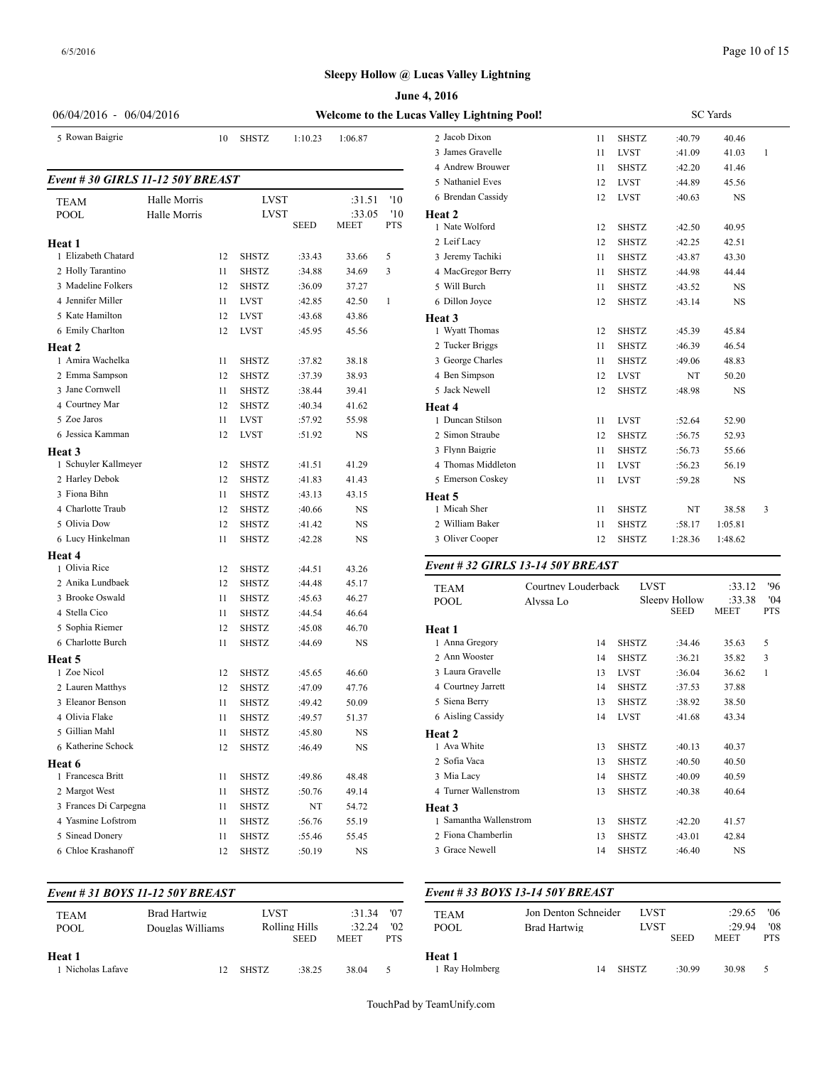## Sleepy Hollow @ Lucas Valley Lightning

**June 4, 2016**

06/04/2016 - 06/04/2016 **Welcome to the Lucas Valley Lightning Pool!** SC Yards

| | Name | Age | Team | Seed | Meet | Pts |
|---|---|---|---|---|---|---|
| 5 | Rowan Baigrie | 10 | SHSTZ | 1:10.23 | 1:06.87 | |

### Event # 30 GIRLS 11-12 50Y BREAST

| | | | | | |
|---|---|---|---|---|---|
| TEAM | Halle Morris | LVST | :31.51 | '10 | |
| POOL | Halle Morris | LVST | :33.05 | '10 | |

| | Name | Age | Team | Seed | Meet | Pts |
|---|---|---|---|---|---|---|
| **Heat 1** | | | | | | |
| 1 | Elizabeth Chatard | 12 | SHSTZ | :33.43 | 33.66 | 5 |
| 2 | Holly Tarantino | 11 | SHSTZ | :34.88 | 34.69 | 3 |
| 3 | Madeline Folkers | 12 | SHSTZ | :36.09 | 37.27 | |
| 4 | Jennifer Miller | 11 | LVST | :42.85 | 42.50 | 1 |
| 5 | Kate Hamilton | 12 | LVST | :43.68 | 43.86 | |
| 6 | Emily Charlton | 12 | LVST | :45.95 | 45.56 | |
| **Heat 2** | | | | | | |
| 1 | Amira Wachelka | 11 | SHSTZ | :37.82 | 38.18 | |
| 2 | Emma Sampson | 12 | SHSTZ | :37.39 | 38.93 | |
| 3 | Jane Cornwell | 11 | SHSTZ | :38.44 | 39.41 | |
| 4 | Courtney Mar | 12 | SHSTZ | :40.34 | 41.62 | |
| 5 | Zoe Jaros | 11 | LVST | :57.92 | 55.98 | |
| 6 | Jessica Kamman | 12 | LVST | :51.92 | NS | |
| **Heat 3** | | | | | | |
| 1 | Schuyler Kallmeyer | 12 | SHSTZ | :41.51 | 41.29 | |
| 2 | Harley Debok | 12 | SHSTZ | :41.83 | 41.43 | |
| 3 | Fiona Bihn | 11 | SHSTZ | :43.13 | 43.15 | |
| 4 | Charlotte Traub | 12 | SHSTZ | :40.66 | NS | |
| 5 | Olivia Dow | 12 | SHSTZ | :41.42 | NS | |
| 6 | Lucy Hinkelman | 11 | SHSTZ | :42.28 | NS | |
| **Heat 4** | | | | | | |
| 1 | Olivia Rice | 12 | SHSTZ | :44.51 | 43.26 | |
| 2 | Anika Lundbaek | 12 | SHSTZ | :44.48 | 45.17 | |
| 3 | Brooke Oswald | 11 | SHSTZ | :45.63 | 46.27 | |
| 4 | Stella Cico | 11 | SHSTZ | :44.54 | 46.64 | |
| 5 | Sophia Riemer | 12 | SHSTZ | :45.08 | 46.70 | |
| 6 | Charlotte Burch | 11 | SHSTZ | :44.69 | NS | |
| **Heat 5** | | | | | | |
| 1 | Zoe Nicol | 12 | SHSTZ | :45.65 | 46.60 | |
| 2 | Lauren Matthys | 12 | SHSTZ | :47.09 | 47.76 | |
| 3 | Eleanor Benson | 11 | SHSTZ | :49.42 | 50.09 | |
| 4 | Olivia Flake | 11 | SHSTZ | :49.57 | 51.37 | |
| 5 | Gillian Mahl | 11 | SHSTZ | :45.80 | NS | |
| 6 | Katherine Schock | 12 | SHSTZ | :46.49 | NS | |
| **Heat 6** | | | | | | |
| 1 | Francesca Britt | 11 | SHSTZ | :49.86 | 48.48 | |
| 2 | Margot West | 11 | SHSTZ | :50.76 | 49.14 | |
| 3 | Frances Di Carpegna | 11 | SHSTZ | NT | 54.72 | |
| 4 | Yasmine Lofstrom | 11 | SHSTZ | :56.76 | 55.19 | |
| 5 | Sinead Donery | 11 | SHSTZ | :55.46 | 55.45 | |
| 6 | Chloe Krashanoff | 12 | SHSTZ | :50.19 | NS | |

### Event # 31 BOYS 11-12 50Y BREAST

| | | | | |
|---|---|---|---|---|
| TEAM | Brad Hartwig | LVST | :31.34 | '07 |
| POOL | Douglas Williams | Rolling Hills | :32.24 | '02 |

| | Name | Age | Team | Seed | Meet | Pts |
|---|---|---|---|---|---|---|
| **Heat 1** | | | | | | |
| 1 | Nicholas Lafave | 12 | SHSTZ | :38.25 | 38.04 | 5 |
| 2 | Jacob Dixon | 11 | SHSTZ | :40.79 | 40.46 | |
| 3 | James Gravelle | 11 | LVST | :41.09 | 41.03 | 1 |
| 4 | Andrew Brouwer | 11 | SHSTZ | :42.20 | 41.46 | |
| 5 | Nathaniel Eves | 12 | LVST | :44.89 | 45.56 | |
| 6 | Brendan Cassidy | 12 | LVST | :40.63 | NS | |
| **Heat 2** | | | | | | |
| 1 | Nate Wolford | 12 | SHSTZ | :42.50 | 40.95 | |
| 2 | Leif Lacy | 12 | SHSTZ | :42.25 | 42.51 | |
| 3 | Jeremy Tachiki | 11 | SHSTZ | :43.87 | 43.30 | |
| 4 | MacGregor Berry | 11 | SHSTZ | :44.98 | 44.44 | |
| 5 | Will Burch | 11 | SHSTZ | :43.52 | NS | |
| 6 | Dillon Joyce | 12 | SHSTZ | :43.14 | NS | |
| **Heat 3** | | | | | | |
| 1 | Wyatt Thomas | 12 | SHSTZ | :45.39 | 45.84 | |
| 2 | Tucker Briggs | 11 | SHSTZ | :46.39 | 46.54 | |
| 3 | George Charles | 11 | SHSTZ | :49.06 | 48.83 | |
| 4 | Ben Simpson | 12 | LVST | NT | 50.20 | |
| 5 | Jack Newell | 12 | SHSTZ | :48.98 | NS | |
| **Heat 4** | | | | | | |
| 1 | Duncan Stilson | 11 | LVST | :52.64 | 52.90 | |
| 2 | Simon Straube | 12 | SHSTZ | :56.75 | 52.93 | |
| 3 | Flynn Baigrie | 11 | SHSTZ | :56.73 | 55.66 | |
| 4 | Thomas Middleton | 11 | LVST | :56.23 | 56.19 | |
| 5 | Emerson Coskey | 11 | LVST | :59.28 | NS | |
| **Heat 5** | | | | | | |
| 1 | Micah Sher | 11 | SHSTZ | NT | 38.58 | 3 |
| 2 | William Baker | 11 | SHSTZ | :58.17 | 1:05.81 | |
| 3 | Oliver Cooper | 12 | SHSTZ | 1:28.36 | 1:48.62 | |

### Event # 32 GIRLS 13-14 50Y BREAST

| | | | | |
|---|---|---|---|---|
| TEAM | Courtney Louderback | LVST | :33.12 | '96 |
| POOL | Alyssa Lo | Sleepy Hollow | :33.38 | '04 |

| | Name | Age | Team | Seed | Meet | Pts |
|---|---|---|---|---|---|---|
| **Heat 1** | | | | | | |
| 1 | Anna Gregory | 14 | SHSTZ | :34.46 | 35.63 | 5 |
| 2 | Ann Wooster | 14 | SHSTZ | :36.21 | 35.82 | 3 |
| 3 | Laura Gravelle | 13 | LVST | :36.04 | 36.62 | 1 |
| 4 | Courtney Jarrett | 14 | SHSTZ | :37.53 | 37.88 | |
| 5 | Siena Berry | 13 | SHSTZ | :38.92 | 38.50 | |
| 6 | Aisling Cassidy | 14 | LVST | :41.68 | 43.34 | |
| **Heat 2** | | | | | | |
| 1 | Ava White | 13 | SHSTZ | :40.13 | 40.37 | |
| 2 | Sofia Vaca | 13 | SHSTZ | :40.50 | 40.50 | |
| 3 | Mia Lacy | 14 | SHSTZ | :40.09 | 40.59 | |
| 4 | Turner Wallenstrom | 13 | SHSTZ | :40.38 | 40.64 | |
| **Heat 3** | | | | | | |
| 1 | Samantha Wallenstrom | 13 | SHSTZ | :42.20 | 41.57 | |
| 2 | Fiona Chamberlin | 13 | SHSTZ | :43.01 | 42.84 | |
| 3 | Grace Newell | 14 | SHSTZ | :46.40 | NS | |

### Event # 33 BOYS 13-14 50Y BREAST

| | | | | |
|---|---|---|---|---|
| TEAM | Jon Denton Schneider | LVST | :29.65 | '06 |
| POOL | Brad Hartwig | LVST | :29.94 | '08 |

| | Name | Age | Team | Seed | Meet | Pts |
|---|---|---|---|---|---|---|
| **Heat 1** | | | | | | |
| 1 | Ray Holmberg | 14 | SHSTZ | :30.99 | 30.98 | 5 |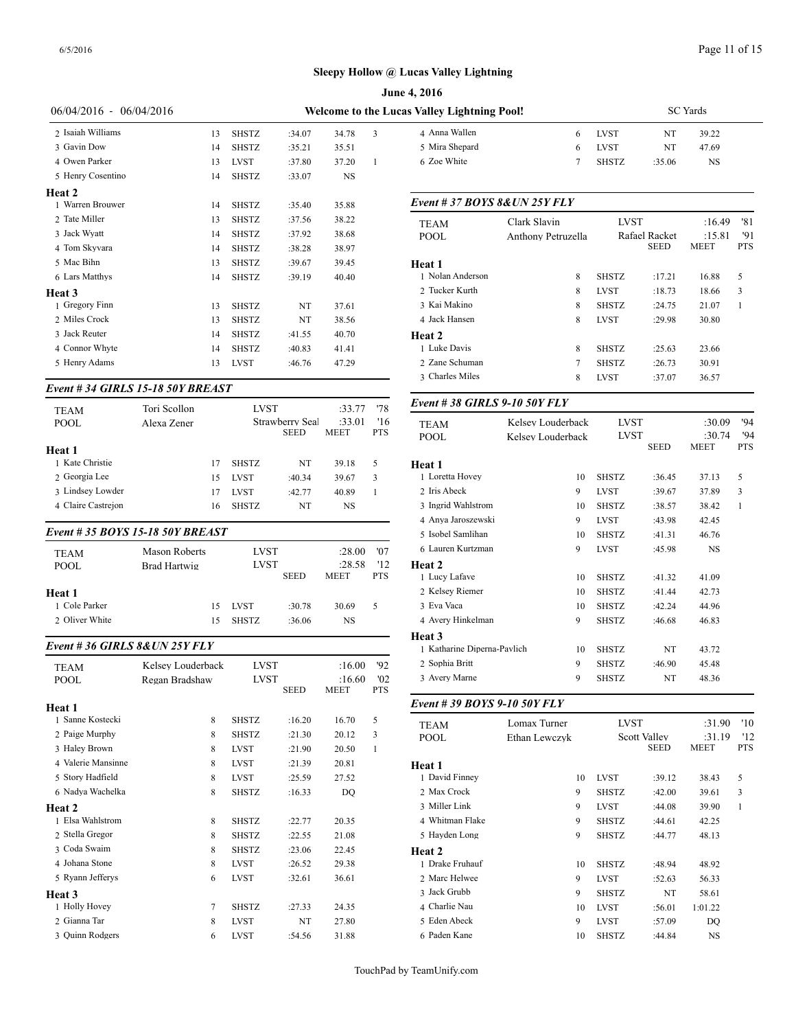## Sleepy Hollow @ Lucas Valley Lightning

**June 4, 2016**

06/04/2016 - 06/04/2016 **Welcome to the Lucas Valley Lightning Pool!** SC Yards

| | Name | Age | Team | Seed | Time | Pts |
|---|---|---|---|---|---|---|
| 2 | Isaiah Williams | 13 | SHSTZ | :34.07 | 34.78 | 3 |
| 3 | Gavin Dow | 14 | SHSTZ | :35.21 | 35.51 | |
| 4 | Owen Parker | 13 | LVST | :37.80 | 37.20 | 1 |
| 5 | Henry Cosentino | 14 | SHSTZ | :33.07 | NS | |
| **Heat 2** | | | | | | |
| 1 | Warren Brouwer | 14 | SHSTZ | :35.40 | 35.88 | |
| 2 | Tate Miller | 13 | SHSTZ | :37.56 | 38.22 | |
| 3 | Jack Wyatt | 14 | SHSTZ | :37.92 | 38.68 | |
| 4 | Tom Skyvara | 14 | SHSTZ | :38.28 | 38.97 | |
| 5 | Mac Bihn | 13 | SHSTZ | :39.67 | 39.45 | |
| 6 | Lars Matthys | 14 | SHSTZ | :39.19 | 40.40 | |
| **Heat 3** | | | | | | |
| 1 | Gregory Finn | 13 | SHSTZ | NT | 37.61 | |
| 2 | Miles Crock | 13 | SHSTZ | NT | 38.56 | |
| 3 | Jack Reuter | 14 | SHSTZ | :41.55 | 40.70 | |
| 4 | Connor Whyte | 14 | SHSTZ | :40.83 | 41.41 | |
| 5 | Henry Adams | 13 | LVST | :46.76 | 47.29 | |

### *Event # 34 GIRLS 15-18 50Y BREAST*

| TEAM | Tori Scollon | | LVST | | :33.77 | '78 |
|---|---|---|---|---|---|---|
| POOL | Alexa Zener | | Strawberry Seal | SEED | :33.01 MEET | '16 PTS |
| **Heat 1** | | | | | | |
| 1 | Kate Christie | 17 | SHSTZ | NT | 39.18 | 5 |
| 2 | Georgia Lee | 15 | LVST | :40.34 | 39.67 | 3 |
| 3 | Lindsey Lowder | 17 | LVST | :42.77 | 40.89 | 1 |
| 4 | Claire Castrejon | 16 | SHSTZ | NT | NS | |

### *Event # 35 BOYS 15-18 50Y BREAST*

| TEAM | Mason Roberts | | LVST | | :28.00 | '07 |
|---|---|---|---|---|---|---|
| POOL | Brad Hartwig | | LVST | SEED | :28.58 MEET | '12 PTS |
| **Heat 1** | | | | | | |
| 1 | Cole Parker | 15 | LVST | :30.78 | 30.69 | 5 |
| 2 | Oliver White | 15 | SHSTZ | :36.06 | NS | |

### *Event # 36 GIRLS 8&UN 25Y FLY*

| TEAM | Kelsey Louderback | | LVST | | :16.00 | '92 |
|---|---|---|---|---|---|---|
| POOL | Regan Bradshaw | | LVST | SEED | :16.60 MEET | '02 PTS |
| **Heat 1** | | | | | | |
| 1 | Sanne Kostecki | 8 | SHSTZ | :16.20 | 16.70 | 5 |
| 2 | Paige Murphy | 8 | SHSTZ | :21.30 | 20.12 | 3 |
| 3 | Haley Brown | 8 | LVST | :21.90 | 20.50 | 1 |
| 4 | Valerie Mansinne | 8 | LVST | :21.39 | 20.81 | |
| 5 | Story Hadfield | 8 | LVST | :25.59 | 27.52 | |
| 6 | Nadya Wachelka | 8 | SHSTZ | :16.33 | DQ | |
| **Heat 2** | | | | | | |
| 1 | Elsa Wahlstrom | 8 | SHSTZ | :22.77 | 20.35 | |
| 2 | Stella Gregor | 8 | SHSTZ | :22.55 | 21.08 | |
| 3 | Coda Swaim | 8 | SHSTZ | :23.06 | 22.45 | |
| 4 | Johana Stone | 8 | LVST | :26.52 | 29.38 | |
| 5 | Ryann Jefferys | 6 | LVST | :32.61 | 36.61 | |
| **Heat 3** | | | | | | |
| 1 | Holly Hovey | 7 | SHSTZ | :27.33 | 24.35 | |
| 2 | Gianna Tar | 8 | LVST | NT | 27.80 | |
| 3 | Quinn Rodgers | 6 | LVST | :54.56 | 31.88 | |
| 4 | Anna Wallen | 6 | LVST | NT | 39.22 | |
| 5 | Mira Shepard | 6 | LVST | NT | 47.69 | |
| 6 | Zoe White | 7 | SHSTZ | :35.06 | NS | |

### *Event # 37 BOYS 8&UN 25Y FLY*

| TEAM | Clark Slavin | | LVST | | :16.49 | '81 |
|---|---|---|---|---|---|---|
| POOL | Anthony Petruzella | | Rafael Racket | SEED | :15.81 MEET | '91 PTS |
| **Heat 1** | | | | | | |
| 1 | Nolan Anderson | 8 | SHSTZ | :17.21 | 16.88 | 5 |
| 2 | Tucker Kurth | 8 | LVST | :18.73 | 18.66 | 3 |
| 3 | Kai Makino | 8 | SHSTZ | :24.75 | 21.07 | 1 |
| 4 | Jack Hansen | 8 | LVST | :29.98 | 30.80 | |
| **Heat 2** | | | | | | |
| 1 | Luke Davis | 8 | SHSTZ | :25.63 | 23.66 | |
| 2 | Zane Schuman | 7 | SHSTZ | :26.73 | 30.91 | |
| 3 | Charles Miles | 8 | LVST | :37.07 | 36.57 | |

### *Event # 38 GIRLS 9-10 50Y FLY*

| TEAM | Kelsey Louderback | | LVST | | :30.09 | '94 |
|---|---|---|---|---|---|---|
| POOL | Kelsey Louderback | | LVST | SEED | :30.74 MEET | '94 PTS |
| **Heat 1** | | | | | | |
| 1 | Loretta Hovey | 10 | SHSTZ | :36.45 | 37.13 | 5 |
| 2 | Iris Abeck | 9 | LVST | :39.67 | 37.89 | 3 |
| 3 | Ingrid Wahlstrom | 10 | SHSTZ | :38.57 | 38.42 | 1 |
| 4 | Anya Jaroszewski | 9 | LVST | :43.98 | 42.45 | |
| 5 | Isobel Samlihan | 10 | SHSTZ | :41.31 | 46.76 | |
| 6 | Lauren Kurtzman | 9 | LVST | :45.98 | NS | |
| **Heat 2** | | | | | | |
| 1 | Lucy Lafave | 10 | SHSTZ | :41.32 | 41.09 | |
| 2 | Kelsey Riemer | 10 | SHSTZ | :41.44 | 42.73 | |
| 3 | Eva Vaca | 10 | SHSTZ | :42.24 | 44.96 | |
| 4 | Avery Hinkelman | 9 | SHSTZ | :46.68 | 46.83 | |
| **Heat 3** | | | | | | |
| 1 | Katharine Diperna-Pavlich | 10 | SHSTZ | NT | 43.72 | |
| 2 | Sophia Britt | 9 | SHSTZ | :46.90 | 45.48 | |
| 3 | Avery Marne | 9 | SHSTZ | NT | 48.36 | |

### *Event # 39 BOYS 9-10 50Y FLY*

| TEAM | Lomax Turner | | LVST | | :31.90 | '10 |
|---|---|---|---|---|---|---|
| POOL | Ethan Lewczyk | | Scott Valley | SEED | :31.19 MEET | '12 PTS |
| **Heat 1** | | | | | | |
| 1 | David Finney | 10 | LVST | :39.12 | 38.43 | 5 |
| 2 | Max Crock | 9 | SHSTZ | :42.00 | 39.61 | 3 |
| 3 | Miller Link | 9 | LVST | :44.08 | 39.90 | 1 |
| 4 | Whitman Flake | 9 | SHSTZ | :44.61 | 42.25 | |
| 5 | Hayden Long | 9 | SHSTZ | :44.77 | 48.13 | |
| **Heat 2** | | | | | | |
| 1 | Drake Fruhauf | 10 | SHSTZ | :48.94 | 48.92 | |
| 2 | Marc Helwee | 9 | LVST | :52.63 | 56.33 | |
| 3 | Jack Grubb | 9 | SHSTZ | NT | 58.61 | |
| 4 | Charlie Nau | 10 | LVST | :56.01 | 1:01.22 | |
| 5 | Eden Abeck | 9 | LVST | :57.09 | DQ | |
| 6 | Paden Kane | 10 | SHSTZ | :44.84 | NS | |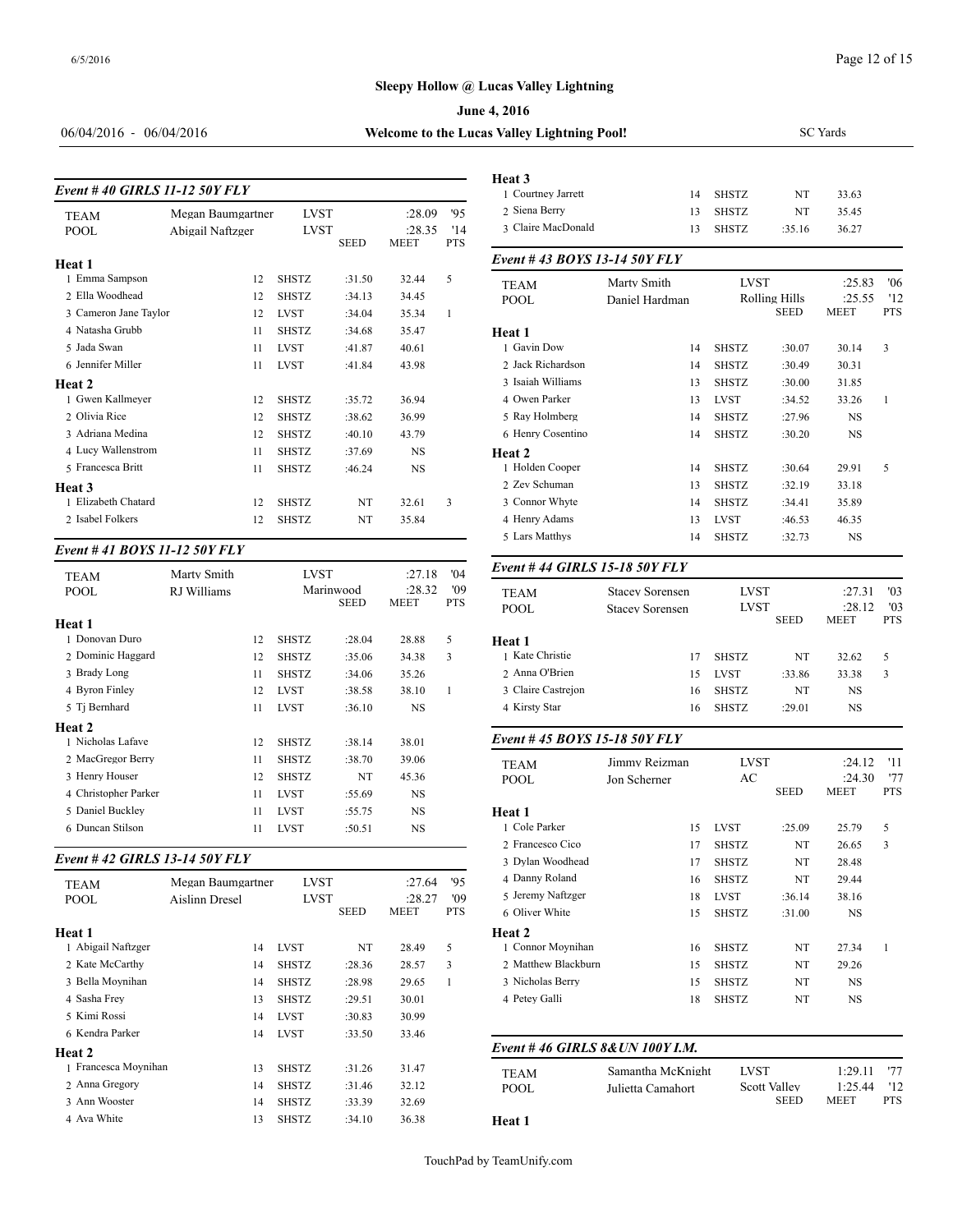# Sleepy Hollow @ Lucas Valley Lightning

**June 4, 2016**

06/04/2016 - 06/04/2016 | **Welcome to the Lucas Valley Lightning Pool!** | SC Yards

### *Event # 40 GIRLS 11-12 50Y FLY*

| TEAM | Megan Baumgartner | | LVST | :28.09 | '95 |
|---|---|---|---|---|---|
| POOL | Abigail Naftzger | | LVST | :28.35 | '14 |
| | | | SEED | MEET | PTS |

| | Age | Team | Seed | Meet | Pts |
|---|---|---|---|---|---|
| **Heat 1** | | | | | |
| 1 Emma Sampson | 12 | SHSTZ | :31.50 | 32.44 | 5 |
| 2 Ella Woodhead | 12 | SHSTZ | :34.13 | 34.45 | |
| 3 Cameron Jane Taylor | 12 | LVST | :34.04 | 35.34 | 1 |
| 4 Natasha Grubb | 11 | SHSTZ | :34.68 | 35.47 | |
| 5 Jada Swan | 11 | LVST | :41.87 | 40.61 | |
| 6 Jennifer Miller | 11 | LVST | :41.84 | 43.98 | |
| **Heat 2** | | | | | |
| 1 Gwen Kallmeyer | 12 | SHSTZ | :35.72 | 36.94 | |
| 2 Olivia Rice | 12 | SHSTZ | :38.62 | 36.99 | |
| 3 Adriana Medina | 12 | SHSTZ | :40.10 | 43.79 | |
| 4 Lucy Wallenstrom | 11 | SHSTZ | :37.69 | NS | |
| 5 Francesca Britt | 11 | SHSTZ | :46.24 | NS | |
| **Heat 3** | | | | | |
| 1 Elizabeth Chatard | 12 | SHSTZ | NT | 32.61 | 3 |
| 2 Isabel Folkers | 12 | SHSTZ | NT | 35.84 | |

### *Event # 41 BOYS 11-12 50Y FLY*

| TEAM | Marty Smith | | LVST | :27.18 | '04 |
|---|---|---|---|---|---|
| POOL | RJ Williams | | Marinwood | :28.32 | '09 |
| | | | SEED | MEET | PTS |

| | Age | Team | Seed | Meet | Pts |
|---|---|---|---|---|---|
| **Heat 1** | | | | | |
| 1 Donovan Duro | 12 | SHSTZ | :28.04 | 28.88 | 5 |
| 2 Dominic Haggard | 12 | SHSTZ | :35.06 | 34.38 | 3 |
| 3 Brady Long | 11 | SHSTZ | :34.06 | 35.26 | |
| 4 Byron Finley | 12 | LVST | :38.58 | 38.10 | 1 |
| 5 Tj Bernhard | 11 | LVST | :36.10 | NS | |
| **Heat 2** | | | | | |
| 1 Nicholas Lafave | 12 | SHSTZ | :38.14 | 38.01 | |
| 2 MacGregor Berry | 11 | SHSTZ | :38.70 | 39.06 | |
| 3 Henry Houser | 12 | SHSTZ | NT | 45.36 | |
| 4 Christopher Parker | 11 | LVST | :55.69 | NS | |
| 5 Daniel Buckley | 11 | LVST | :55.75 | NS | |
| 6 Duncan Stilson | 11 | LVST | :50.51 | NS | |

### *Event # 42 GIRLS 13-14 50Y FLY*

| TEAM | Megan Baumgartner | | LVST | :27.64 | '95 |
|---|---|---|---|---|---|
| POOL | Aislinn Dresel | | LVST | :28.27 | '09 |
| | | | SEED | MEET | PTS |

| | Age | Team | Seed | Meet | Pts |
|---|---|---|---|---|---|
| **Heat 1** | | | | | |
| 1 Abigail Naftzger | 14 | LVST | NT | 28.49 | 5 |
| 2 Kate McCarthy | 14 | SHSTZ | :28.36 | 28.57 | 3 |
| 3 Bella Moynihan | 14 | SHSTZ | :28.98 | 29.65 | 1 |
| 4 Sasha Frey | 13 | SHSTZ | :29.51 | 30.01 | |
| 5 Kimi Rossi | 14 | LVST | :30.83 | 30.99 | |
| 6 Kendra Parker | 14 | LVST | :33.50 | 33.46 | |
| **Heat 2** | | | | | |
| 1 Francesca Moynihan | 13 | SHSTZ | :31.26 | 31.47 | |
| 2 Anna Gregory | 14 | SHSTZ | :31.46 | 32.12 | |
| 3 Ann Wooster | 14 | SHSTZ | :33.39 | 32.69 | |
| 4 Ava White | 13 | SHSTZ | :34.10 | 36.38 | |
| **Heat 3** | | | | | |
| 1 Courtney Jarrett | 14 | SHSTZ | NT | 33.63 | |
| 2 Siena Berry | 13 | SHSTZ | NT | 35.45 | |
| 3 Claire MacDonald | 13 | SHSTZ | :35.16 | 36.27 | |

### *Event # 43 BOYS 13-14 50Y FLY*

| TEAM | Marty Smith | | LVST | :25.83 | '06 |
|---|---|---|---|---|---|
| POOL | Daniel Hardman | | Rolling Hills | :25.55 | '12 |
| | | | SEED | MEET | PTS |

| | Age | Team | Seed | Meet | Pts |
|---|---|---|---|---|---|
| **Heat 1** | | | | | |
| 1 Gavin Dow | 14 | SHSTZ | :30.07 | 30.14 | 3 |
| 2 Jack Richardson | 14 | SHSTZ | :30.49 | 30.31 | |
| 3 Isaiah Williams | 13 | SHSTZ | :30.00 | 31.85 | |
| 4 Owen Parker | 13 | LVST | :34.52 | 33.26 | 1 |
| 5 Ray Holmberg | 14 | SHSTZ | :27.96 | NS | |
| 6 Henry Cosentino | 14 | SHSTZ | :30.20 | NS | |
| **Heat 2** | | | | | |
| 1 Holden Cooper | 14 | SHSTZ | :30.64 | 29.91 | 5 |
| 2 Zev Schuman | 13 | SHSTZ | :32.19 | 33.18 | |
| 3 Connor Whyte | 14 | SHSTZ | :34.41 | 35.89 | |
| 4 Henry Adams | 13 | LVST | :46.53 | 46.35 | |
| 5 Lars Matthys | 14 | SHSTZ | :32.73 | NS | |

### *Event # 44 GIRLS 15-18 50Y FLY*

| TEAM | Stacey Sorensen | | LVST | :27.31 | '03 |
|---|---|---|---|---|---|
| POOL | Stacey Sorensen | | LVST | :28.12 | '03 |
| | | | SEED | MEET | PTS |

| | Age | Team | Seed | Meet | Pts |
|---|---|---|---|---|---|
| **Heat 1** | | | | | |
| 1 Kate Christie | 17 | SHSTZ | NT | 32.62 | 5 |
| 2 Anna O'Brien | 15 | LVST | :33.86 | 33.38 | 3 |
| 3 Claire Castrejon | 16 | SHSTZ | NT | NS | |
| 4 Kirsty Star | 16 | SHSTZ | :29.01 | NS | |

### *Event # 45 BOYS 15-18 50Y FLY*

| TEAM | Jimmy Reizman | | LVST | :24.12 | '11 |
|---|---|---|---|---|---|
| POOL | Jon Scherner | | AC | :24.30 | '77 |
| | | | SEED | MEET | PTS |

| | Age | Team | Seed | Meet | Pts |
|---|---|---|---|---|---|
| **Heat 1** | | | | | |
| 1 Cole Parker | 15 | LVST | :25.09 | 25.79 | 5 |
| 2 Francesco Cico | 17 | SHSTZ | NT | 26.65 | 3 |
| 3 Dylan Woodhead | 17 | SHSTZ | NT | 28.48 | |
| 4 Danny Roland | 16 | SHSTZ | NT | 29.44 | |
| 5 Jeremy Naftzger | 18 | LVST | :36.14 | 38.16 | |
| 6 Oliver White | 15 | SHSTZ | :31.00 | NS | |
| **Heat 2** | | | | | |
| 1 Connor Moynihan | 16 | SHSTZ | NT | 27.34 | 1 |
| 2 Matthew Blackburn | 15 | SHSTZ | NT | 29.26 | |
| 3 Nicholas Berry | 15 | SHSTZ | NT | NS | |
| 4 Petey Galli | 18 | SHSTZ | NT | NS | |

### *Event # 46 GIRLS 8&UN 100Y I.M.*

| TEAM | Samantha McKnight | | LVST | 1:29.11 | '77 |
|---|---|---|---|---|---|
| POOL | Julietta Camahort | | Scott Valley | 1:25.44 | '12 |
| | | | SEED | MEET | PTS |

**Heat 1**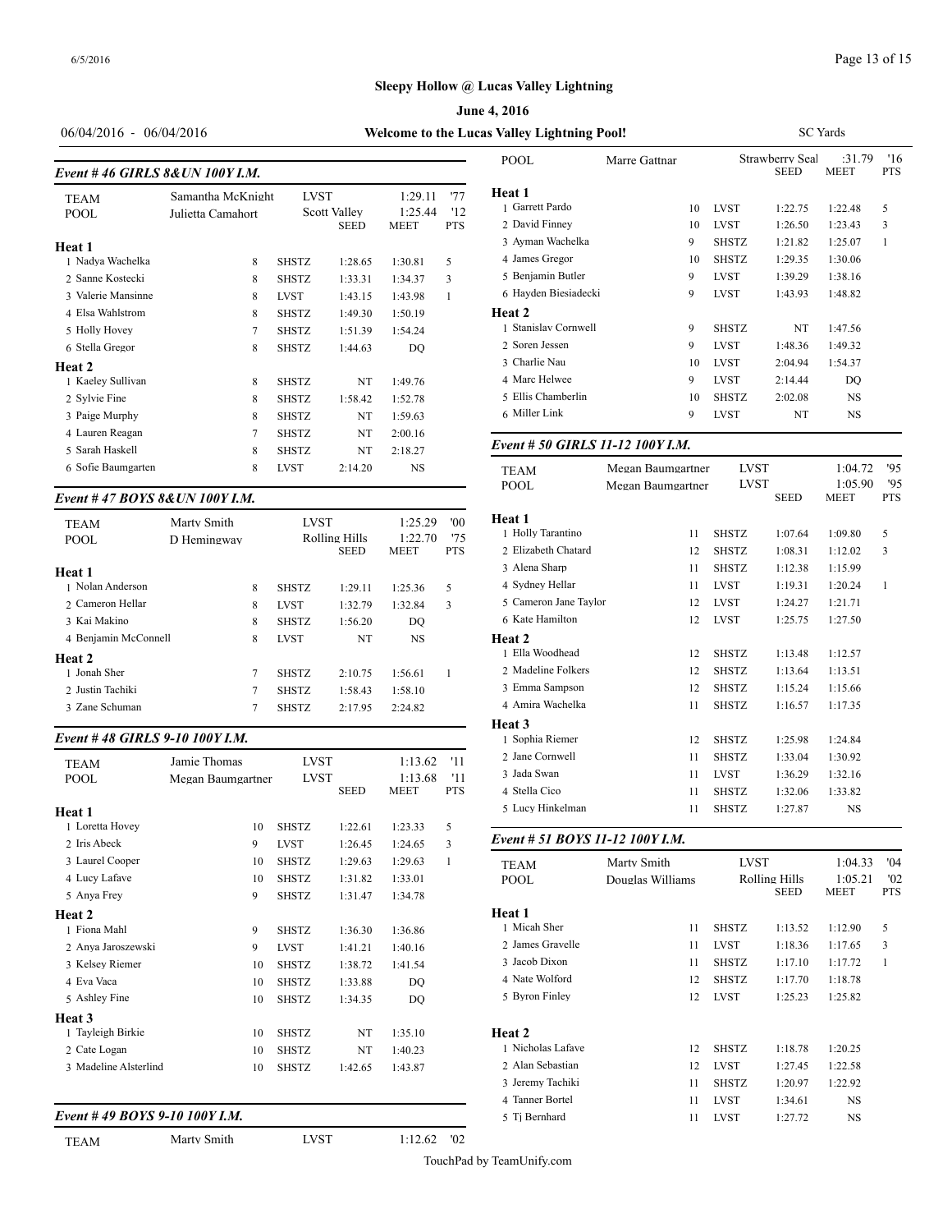## Sleepy Hollow @ Lucas Valley Lightning

**June 4, 2016**

06/04/2016 - 06/04/2016 — **Welcome to the Lucas Valley Lightning Pool!** — SC Yards

### Event # 46 GIRLS 8&UN 100Y I.M.

| | | | | | | |
|---|---|---|---|---|---|---|
| TEAM | Samantha McKnight | | LVST | | 1:29.11 | '77 |
| POOL | Julietta Camahort | | Scott Valley | | 1:25.44 | '12 |
| | | | | SEED | MEET | PTS |
| **Heat 1** | | | | | | |
| 1 Nadya Wachelka | | 8 | SHSTZ | 1:28.65 | 1:30.81 | 5 |
| 2 Sanne Kostecki | | 8 | SHSTZ | 1:33.31 | 1:34.37 | 3 |
| 3 Valerie Mansinne | | 8 | LVST | 1:43.15 | 1:43.98 | 1 |
| 4 Elsa Wahlstrom | | 8 | SHSTZ | 1:49.30 | 1:50.19 | |
| 5 Holly Hovey | | 7 | SHSTZ | 1:51.39 | 1:54.24 | |
| 6 Stella Gregor | | 8 | SHSTZ | 1:44.63 | DQ | |
| **Heat 2** | | | | | | |
| 1 Kaeley Sullivan | | 8 | SHSTZ | NT | 1:49.76 | |
| 2 Sylvie Fine | | 8 | SHSTZ | 1:58.42 | 1:52.78 | |
| 3 Paige Murphy | | 8 | SHSTZ | NT | 1:59.63 | |
| 4 Lauren Reagan | | 7 | SHSTZ | NT | 2:00.16 | |
| 5 Sarah Haskell | | 8 | SHSTZ | NT | 2:18.27 | |
| 6 Sofie Baumgarten | | 8 | LVST | 2:14.20 | NS | |

### Event # 47 BOYS 8&UN 100Y I.M.

| | | | | | | |
|---|---|---|---|---|---|---|
| TEAM | Marty Smith | | LVST | | 1:25.29 | '00 |
| POOL | D Hemingway | | Rolling Hills | | 1:22.70 | '75 |
| | | | | SEED | MEET | PTS |
| **Heat 1** | | | | | | |
| 1 Nolan Anderson | | 8 | SHSTZ | 1:29.11 | 1:25.36 | 5 |
| 2 Cameron Hellar | | 8 | LVST | 1:32.79 | 1:32.84 | 3 |
| 3 Kai Makino | | 8 | SHSTZ | 1:56.20 | DQ | |
| 4 Benjamin McConnell | | 8 | LVST | NT | NS | |
| **Heat 2** | | | | | | |
| 1 Jonah Sher | | 7 | SHSTZ | 2:10.75 | 1:56.61 | 1 |
| 2 Justin Tachiki | | 7 | SHSTZ | 1:58.43 | 1:58.10 | |
| 3 Zane Schuman | | 7 | SHSTZ | 2:17.95 | 2:24.82 | |

### Event # 48 GIRLS 9-10 100Y I.M.

| | | | | | | |
|---|---|---|---|---|---|---|
| TEAM | Jamie Thomas | | LVST | | 1:13.62 | '11 |
| POOL | Megan Baumgartner | | LVST | | 1:13.68 | '11 |
| | | | | SEED | MEET | PTS |
| **Heat 1** | | | | | | |
| 1 Loretta Hovey | | 10 | SHSTZ | 1:22.61 | 1:23.33 | 5 |
| 2 Iris Abeck | | 9 | LVST | 1:26.45 | 1:24.65 | 3 |
| 3 Laurel Cooper | | 10 | SHSTZ | 1:29.63 | 1:29.63 | 1 |
| 4 Lucy Lafave | | 10 | SHSTZ | 1:31.82 | 1:33.01 | |
| 5 Anya Frey | | 9 | SHSTZ | 1:31.47 | 1:34.78 | |
| **Heat 2** | | | | | | |
| 1 Fiona Mahl | | 9 | SHSTZ | 1:36.30 | 1:36.86 | |
| 2 Anya Jaroszewski | | 9 | LVST | 1:41.21 | 1:40.16 | |
| 3 Kelsey Riemer | | 10 | SHSTZ | 1:38.72 | 1:41.54 | |
| 4 Eva Vaca | | 10 | SHSTZ | 1:33.88 | DQ | |
| 5 Ashley Fine | | 10 | SHSTZ | 1:34.35 | DQ | |
| **Heat 3** | | | | | | |
| 1 Tayleigh Birkie | | 10 | SHSTZ | NT | 1:35.10 | |
| 2 Cate Logan | | 10 | SHSTZ | NT | 1:40.23 | |
| 3 Madeline Alsterlind | | 10 | SHSTZ | 1:42.65 | 1:43.87 | |

### Event # 49 BOYS 9-10 100Y I.M.

| | | | | | | |
|---|---|---|---|---|---|---|
| TEAM | Marty Smith | | LVST | | 1:12.62 | '02 |
| POOL | Marre Gattnar | | Strawberry Seal | | :31.79 | '16 |
| | | | | SEED | MEET | PTS |
| **Heat 1** | | | | | | |
| 1 Garrett Pardo | | 10 | LVST | 1:22.75 | 1:22.48 | 5 |
| 2 David Finney | | 10 | LVST | 1:26.50 | 1:23.43 | 3 |
| 3 Ayman Wachelka | | 9 | SHSTZ | 1:21.82 | 1:25.07 | 1 |
| 4 James Gregor | | 10 | SHSTZ | 1:29.35 | 1:30.06 | |
| 5 Benjamin Butler | | 9 | LVST | 1:39.29 | 1:38.16 | |
| 6 Hayden Biesiadecki | | 9 | LVST | 1:43.93 | 1:48.82 | |
| **Heat 2** | | | | | | |
| 1 Stanislav Cornwell | | 9 | SHSTZ | NT | 1:47.56 | |
| 2 Soren Jessen | | 9 | LVST | 1:48.36 | 1:49.32 | |
| 3 Charlie Nau | | 10 | LVST | 2:04.94 | 1:54.37 | |
| 4 Marc Helwee | | 9 | LVST | 2:14.44 | DQ | |
| 5 Ellis Chamberlin | | 10 | SHSTZ | 2:02.08 | NS | |
| 6 Miller Link | | 9 | LVST | NT | NS | |

### Event # 50 GIRLS 11-12 100Y I.M.

| | | | | | | |
|---|---|---|---|---|---|---|
| TEAM | Megan Baumgartner | | LVST | | 1:04.72 | '95 |
| POOL | Megan Baumgartner | | LVST | | 1:05.90 | '95 |
| | | | | SEED | MEET | PTS |
| **Heat 1** | | | | | | |
| 1 Holly Tarantino | | 11 | SHSTZ | 1:07.64 | 1:09.80 | 5 |
| 2 Elizabeth Chatard | | 12 | SHSTZ | 1:08.31 | 1:12.02 | 3 |
| 3 Alena Sharp | | 11 | SHSTZ | 1:12.38 | 1:15.99 | |
| 4 Sydney Hellar | | 11 | LVST | 1:19.31 | 1:20.24 | 1 |
| 5 Cameron Jane Taylor | | 12 | LVST | 1:24.27 | 1:21.71 | |
| 6 Kate Hamilton | | 12 | LVST | 1:25.75 | 1:27.50 | |
| **Heat 2** | | | | | | |
| 1 Ella Woodhead | | 12 | SHSTZ | 1:13.48 | 1:12.57 | |
| 2 Madeline Folkers | | 12 | SHSTZ | 1:13.64 | 1:13.51 | |
| 3 Emma Sampson | | 12 | SHSTZ | 1:15.24 | 1:15.66 | |
| 4 Amira Wachelka | | 11 | SHSTZ | 1:16.57 | 1:17.35 | |
| **Heat 3** | | | | | | |
| 1 Sophia Riemer | | 12 | SHSTZ | 1:25.98 | 1:24.84 | |
| 2 Jane Cornwell | | 11 | SHSTZ | 1:33.04 | 1:30.92 | |
| 3 Jada Swan | | 11 | LVST | 1:36.29 | 1:32.16 | |
| 4 Stella Cico | | 11 | SHSTZ | 1:32.06 | 1:33.82 | |
| 5 Lucy Hinkelman | | 11 | SHSTZ | 1:27.87 | NS | |

### Event # 51 BOYS 11-12 100Y I.M.

| | | | | | | |
|---|---|---|---|---|---|---|
| TEAM | Marty Smith | | LVST | | 1:04.33 | '04 |
| POOL | Douglas Williams | | Rolling Hills | | 1:05.21 | '02 |
| | | | | SEED | MEET | PTS |
| **Heat 1** | | | | | | |
| 1 Micah Sher | | 11 | SHSTZ | 1:13.52 | 1:12.90 | 5 |
| 2 James Gravelle | | 11 | LVST | 1:18.36 | 1:17.65 | 3 |
| 3 Jacob Dixon | | 11 | SHSTZ | 1:17.10 | 1:17.72 | 1 |
| 4 Nate Wolford | | 12 | SHSTZ | 1:17.70 | 1:18.78 | |
| 5 Byron Finley | | 12 | LVST | 1:25.23 | 1:25.82 | |
| **Heat 2** | | | | | | |
| 1 Nicholas Lafave | | 12 | SHSTZ | 1:18.78 | 1:20.25 | |
| 2 Alan Sebastian | | 12 | LVST | 1:27.45 | 1:22.58 | |
| 3 Jeremy Tachiki | | 11 | SHSTZ | 1:20.97 | 1:22.92 | |
| 4 Tanner Bortel | | 11 | LVST | 1:34.61 | NS | |
| 5 Tj Bernhard | | 11 | LVST | 1:27.72 | NS | |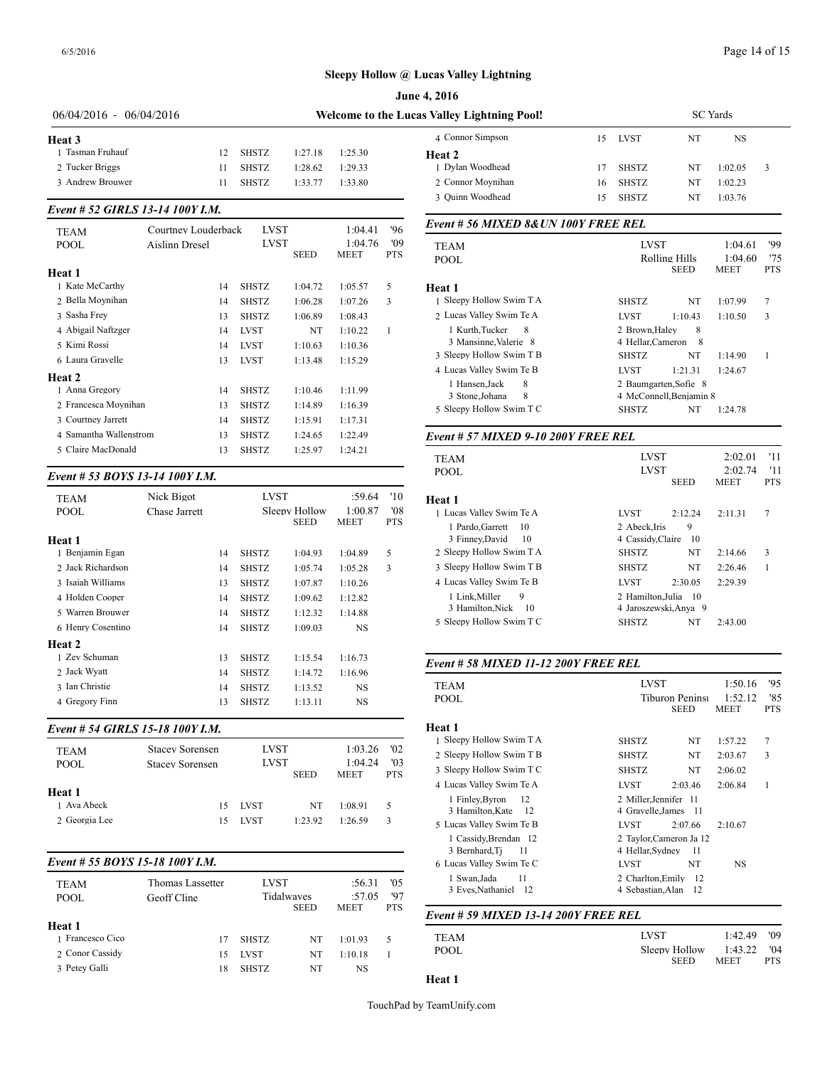# Sleepy Hollow @ Lucas Valley Lightning

**June 4, 2016**

06/04/2016 - 06/04/2016 **Welcome to the Lucas Valley Lightning Pool!** SC Yards

**Heat 3**

| | Name | Age | Team | Seed | Meet | Pts |
|---|---|---|---|---|---|---|
| 1 | Tasman Fruhauf | 12 | SHSTZ | 1:27.18 | 1:25.30 | |
| 2 | Tucker Briggs | 11 | SHSTZ | 1:28.62 | 1:29.33 | |
| 3 | Andrew Brouwer | 11 | SHSTZ | 1:33.77 | 1:33.80 | |

### *Event # 52 GIRLS 13-14 100Y I.M.*

| | | | | | | |
|---|---|---|---|---|---|---|
| TEAM | Courtney Louderback | | LVST | | 1:04.41 | '96 |
| POOL | Aislinn Dresel | | LVST | SEED | 1:04.76 MEET | '09 PTS |
| **Heat 1** | | | | | | |
| 1 | Kate McCarthy | 14 | SHSTZ | 1:04.72 | 1:05.57 | 5 |
| 2 | Bella Moynihan | 14 | SHSTZ | 1:06.28 | 1:07.26 | 3 |
| 3 | Sasha Frey | 13 | SHSTZ | 1:06.89 | 1:08.43 | |
| 4 | Abigail Naftzger | 14 | LVST | NT | 1:10.22 | 1 |
| 5 | Kimi Rossi | 14 | LVST | 1:10.63 | 1:10.36 | |
| 6 | Laura Gravelle | 13 | LVST | 1:13.48 | 1:15.29 | |
| **Heat 2** | | | | | | |
| 1 | Anna Gregory | 14 | SHSTZ | 1:10.46 | 1:11.99 | |
| 2 | Francesca Moynihan | 13 | SHSTZ | 1:14.89 | 1:16.39 | |
| 3 | Courtney Jarrett | 14 | SHSTZ | 1:15.91 | 1:17.31 | |
| 4 | Samantha Wallenstrom | 13 | SHSTZ | 1:24.65 | 1:22.49 | |
| 5 | Claire MacDonald | 13 | SHSTZ | 1:25.97 | 1:24.21 | |

### *Event # 53 BOYS 13-14 100Y I.M.*

| | | | | | | |
|---|---|---|---|---|---|---|
| TEAM | Nick Bigot | | LVST | | :59.64 | '10 |
| POOL | Chase Jarrett | | Sleepy Hollow | SEED | 1:00.87 MEET | '08 PTS |
| **Heat 1** | | | | | | |
| 1 | Benjamin Egan | 14 | SHSTZ | 1:04.93 | 1:04.89 | 5 |
| 2 | Jack Richardson | 14 | SHSTZ | 1:05.74 | 1:05.28 | 3 |
| 3 | Isaiah Williams | 13 | SHSTZ | 1:07.87 | 1:10.26 | |
| 4 | Holden Cooper | 14 | SHSTZ | 1:09.62 | 1:12.82 | |
| 5 | Warren Brouwer | 14 | SHSTZ | 1:12.32 | 1:14.88 | |
| 6 | Henry Cosentino | 14 | SHSTZ | 1:09.03 | NS | |
| **Heat 2** | | | | | | |
| 1 | Zev Schuman | 13 | SHSTZ | 1:15.54 | 1:16.73 | |
| 2 | Jack Wyatt | 14 | SHSTZ | 1:14.72 | 1:16.96 | |
| 3 | Ian Christie | 14 | SHSTZ | 1:13.52 | NS | |
| 4 | Gregory Finn | 13 | SHSTZ | 1:13.11 | NS | |

### *Event # 54 GIRLS 15-18 100Y I.M.*

| | | | | | | |
|---|---|---|---|---|---|---|
| TEAM | Stacey Sorensen | | LVST | | 1:03.26 | '02 |
| POOL | Stacey Sorensen | | LVST | SEED | 1:04.24 MEET | '03 PTS |
| **Heat 1** | | | | | | |
| 1 | Ava Abeck | 15 | LVST | NT | 1:08.91 | 5 |
| 2 | Georgia Lee | 15 | LVST | 1:23.92 | 1:26.59 | 3 |

### *Event # 55 BOYS 15-18 100Y I.M.*

| | | | | | | |
|---|---|---|---|---|---|---|
| TEAM | Thomas Lassetter | | LVST | | :56.31 | '05 |
| POOL | Geoff Cline | | Tidalwaves | SEED | :57.05 MEET | '97 PTS |
| **Heat 1** | | | | | | |
| 1 | Francesco Cico | 17 | SHSTZ | NT | 1:01.93 | 5 |
| 2 | Conor Cassidy | 15 | LVST | NT | 1:10.18 | 1 |
| 3 | Petey Galli | 18 | SHSTZ | NT | NS | |
| 4 | Connor Simpson | 15 | LVST | NT | NS | |
| **Heat 2** | | | | | | |
| 1 | Dylan Woodhead | 17 | SHSTZ | NT | 1:02.05 | 3 |
| 2 | Connor Moynihan | 16 | SHSTZ | NT | 1:02.23 | |
| 3 | Quinn Woodhead | 15 | SHSTZ | NT | 1:03.76 | |

### *Event # 56 MIXED 8&UN 100Y FREE REL*

| | | | | | |
|---|---|---|---|---|---|
| TEAM | | LVST | | 1:04.61 | '99 |
| POOL | | Rolling Hills | SEED | 1:04.60 MEET | '75 PTS |
| **Heat 1** | | | | | |
| 1 | Sleepy Hollow Swim T A | SHSTZ | NT | 1:07.99 | 7 |
| 2 | Lucas Valley Swim Te A | LVST | 1:10.43 | 1:10.50 | 3 |
| | 1 Kurth,Tucker 8; 2 Brown,Haley 8; 3 Mansinne,Valerie 8; 4 Hellar,Cameron 8 | | | | |
| 3 | Sleepy Hollow Swim T B | SHSTZ | NT | 1:14.90 | 1 |
| 4 | Lucas Valley Swim Te B | LVST | 1:21.31 | 1:24.67 | |
| | 1 Hansen,Jack 8; 2 Baumgarten,Sofie 8; 3 Stone,Johana 8; 4 McConnell,Benjamin 8 | | | | |
| 5 | Sleepy Hollow Swim T C | SHSTZ | NT | 1:24.78 | |

### *Event # 57 MIXED 9-10 200Y FREE REL*

| | | | | | |
|---|---|---|---|---|---|
| TEAM | | LVST | | 2:02.01 | '11 |
| POOL | | LVST | SEED | 2:02.74 MEET | '11 PTS |
| **Heat 1** | | | | | |
| 1 | Lucas Valley Swim Te A | LVST | 2:12.24 | 2:11.31 | 7 |
| | 1 Pardo,Garrett 10; 2 Abeck,Iris 9; 3 Finney,David 10; 4 Cassidy,Claire 10 | | | | |
| 2 | Sleepy Hollow Swim T A | SHSTZ | NT | 2:14.66 | 3 |
| 3 | Sleepy Hollow Swim T B | SHSTZ | NT | 2:26.46 | 1 |
| 4 | Lucas Valley Swim Te B | LVST | 2:30.05 | 2:29.39 | |
| | 1 Link,Miller 9; 2 Hamilton,Julia 10; 3 Hamilton,Nick 10; 4 Jaroszewski,Anya 9 | | | | |
| 5 | Sleepy Hollow Swim T C | SHSTZ | NT | 2:43.00 | |

### *Event # 58 MIXED 11-12 200Y FREE REL*

| | | | | | |
|---|---|---|---|---|---|
| TEAM | | LVST | | 1:50.16 | '95 |
| POOL | | Tiburon Peninsu | SEED | 1:52.12 MEET | '85 PTS |
| **Heat 1** | | | | | |
| 1 | Sleepy Hollow Swim T A | SHSTZ | NT | 1:57.22 | 7 |
| 2 | Sleepy Hollow Swim T B | SHSTZ | NT | 2:03.67 | 3 |
| 3 | Sleepy Hollow Swim T C | SHSTZ | NT | 2:06.02 | |
| 4 | Lucas Valley Swim Te A | LVST | 2:03.46 | 2:06.84 | 1 |
| | 1 Finley,Byron 12; 2 Miller,Jennifer 11; 3 Hamilton,Kate 12; 4 Gravelle,James 11 | | | | |
| 5 | Lucas Valley Swim Te B | LVST | 2:07.66 | 2:10.67 | |
| | 1 Cassidy,Brendan 12; 2 Taylor,Cameron Ja 12; 3 Bernhard,Tj 11; 4 Hellar,Sydney 11 | | | | |
| 6 | Lucas Valley Swim Te C | LVST | NT | NS | |
| | 1 Swan,Jada 11; 2 Charlton,Emily 12; 3 Eves,Nathaniel 12; 4 Sebastian,Alan 12 | | | | |

### *Event # 59 MIXED 13-14 200Y FREE REL*

| | | | | | |
|---|---|---|---|---|---|
| TEAM | | LVST | | 1:42.49 | '09 |
| POOL | | Sleepy Hollow | SEED | 1:43.22 MEET | '04 PTS |

**Heat 1**

TouchPad by TeamUnify.com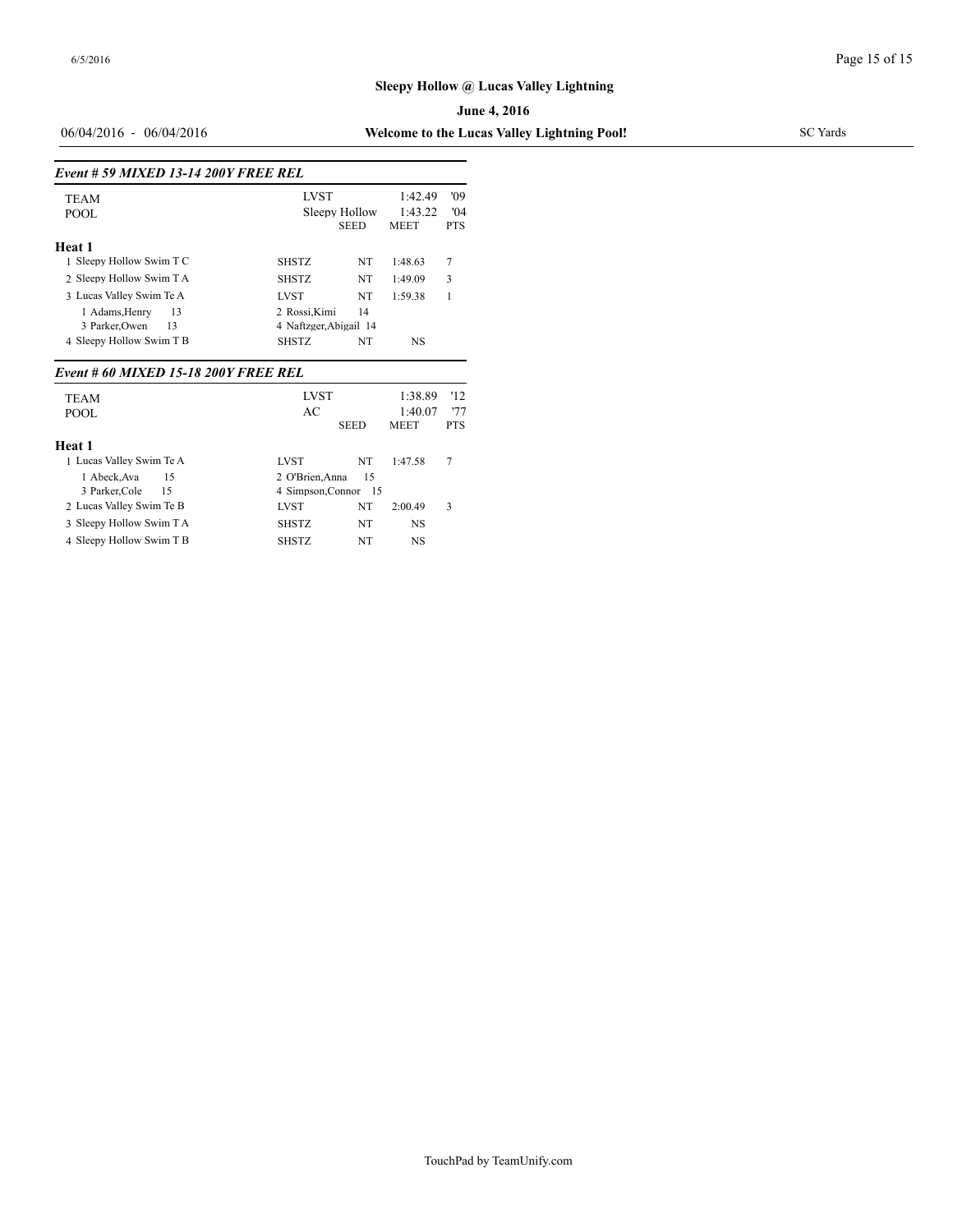### *Event # 59 MIXED 13-14 200Y FREE REL*

| | | | | |
|---|---|---|---|---|
| TEAM | LVST | | 1:42.49 | '09 |
| POOL | Sleepy Hollow | | 1:43.22 | '04 |
| | | SEED | MEET | PTS |
| **Heat 1** | | | | |
| 1 Sleepy Hollow Swim T C | SHSTZ | NT | 1:48.63 | 7 |
| 2 Sleepy Hollow Swim T A | SHSTZ | NT | 1:49.09 | 3 |
| 3 Lucas Valley Swim Te A | LVST | NT | 1:59.38 | 1 |
| 1 Adams,Henry 13 | 2 Rossi,Kimi 14 | | | |
| 3 Parker,Owen 13 | 4 Naftzger,Abigail 14 | | | |
| 4 Sleepy Hollow Swim T B | SHSTZ | NT | NS | |

### *Event # 60 MIXED 15-18 200Y FREE REL*

| | | | | |
|---|---|---|---|---|
| TEAM | LVST | | 1:38.89 | '12 |
| POOL | AC | | 1:40.07 | '77 |
| | | SEED | MEET | PTS |
| **Heat 1** | | | | |
| 1 Lucas Valley Swim Te A | LVST | NT | 1:47.58 | 7 |
| 1 Abeck,Ava 15 | 2 O'Brien,Anna 15 | | | |
| 3 Parker,Cole 15 | 4 Simpson,Connor 15 | | | |
| 2 Lucas Valley Swim Te B | LVST | NT | 2:00.49 | 3 |
| 3 Sleepy Hollow Swim T A | SHSTZ | NT | NS | |
| 4 Sleepy Hollow Swim T B | SHSTZ | NT | NS | |